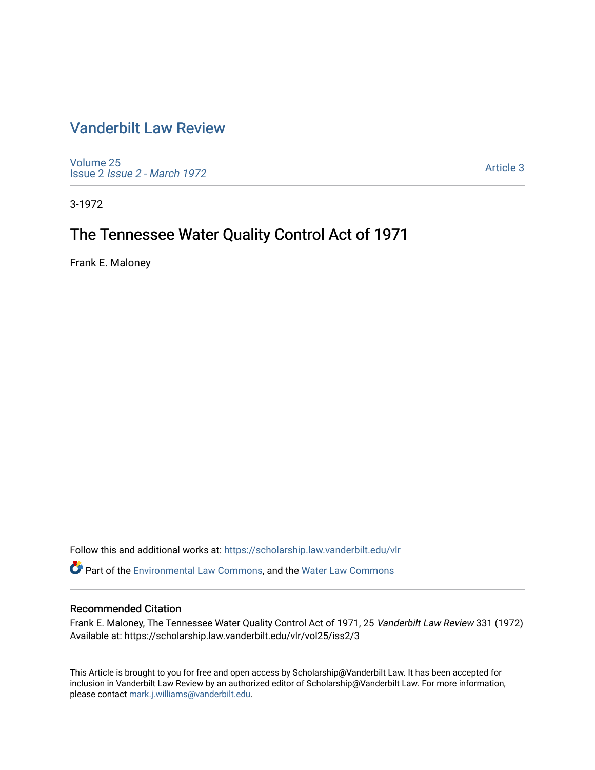# Vanderbilt Law Review

Volume 25
Issue 2 *Issue 2 - March 1972*

Article 3

3-1972

## The Tennessee Water Quality Control Act of 1971

Frank E. Maloney

Follow this and additional works at: https://scholarship.law.vanderbilt.edu/vlr

Part of the Environmental Law Commons, and the Water Law Commons

### Recommended Citation

Frank E. Maloney, The Tennessee Water Quality Control Act of 1971, 25 *Vanderbilt Law Review* 331 (1972)
Available at: https://scholarship.law.vanderbilt.edu/vlr/vol25/iss2/3

This Article is brought to you for free and open access by Scholarship@Vanderbilt Law. It has been accepted for inclusion in Vanderbilt Law Review by an authorized editor of Scholarship@Vanderbilt Law. For more information, please contact mark.j.williams@vanderbilt.edu.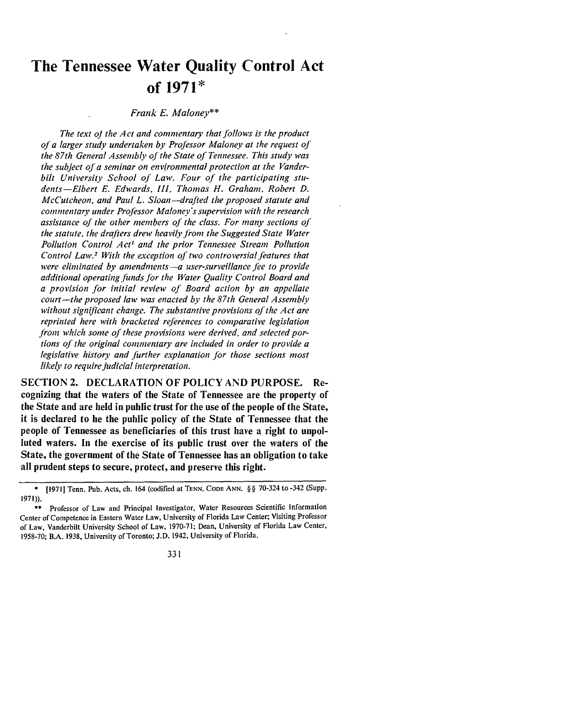# The Tennessee Water Quality Control Act of 1971*

*Frank E. Maloney***

*The text of the Act and commentary that follows is the product of a larger study undertaken by Professor Maloney at the request of the 87th General Assembly of the State of Tennessee. This study was the subject of a seminar on environmental protection at the Vanderbilt University School of Law. Four of the participating students—Elbert E. Edwards, III, Thomas H. Graham, Robert D. McCutcheon, and Paul L. Sloan—drafted the proposed statute and commentary under Professor Maloney's supervision with the research assistance of the other members of the class. For many sections of the statute, the drafters drew heavily from the Suggested State Water Pollution Control Act[1] and the prior Tennessee Stream Pollution Control Law.[2] With the exception of two controversial features that were eliminated by amendments—a user-surveillance fee to provide additional operating funds for the Water Quality Control Board and a provision for initial review of Board action by an appellate court—the proposed law was enacted by the 87th General Assembly without significant change. The substantive provisions of the Act are reprinted here with bracketed references to comparative legislation from which some of these provisions were derived, and selected portions of the original commentary are included in order to provide a legislative history and further explanation for those sections most likely to require judicial interpretation.*

**SECTION 2. DECLARATION OF POLICY AND PURPOSE.** **Recognizing that the waters of the State of Tennessee are the property of the State and are held in public trust for the use of the people of the State, it is declared to be the public policy of the State of Tennessee that the people of Tennessee as beneficiaries of this trust have a right to unpolluted waters. In the exercise of its public trust over the waters of the State, the government of the State of Tennessee has an obligation to take all prudent steps to secure, protect, and preserve this right.**

---

\* [1971] Tenn. Pub. Acts, ch. 164 (codified at TENN. CODE ANN. §§ 70-324 to -342 (Supp. 1971)).

\*\* Professor of Law and Principal Investigator, Water Resources Scientific Information Center of Competence in Eastern Water Law, University of Florida Law Center; Visiting Professor of Law, Vanderbilt University School of Law, 1970-71; Dean, University of Florida Law Center, 1958-70; B.A. 1938, University of Toronto; J.D. 1942, University of Florida.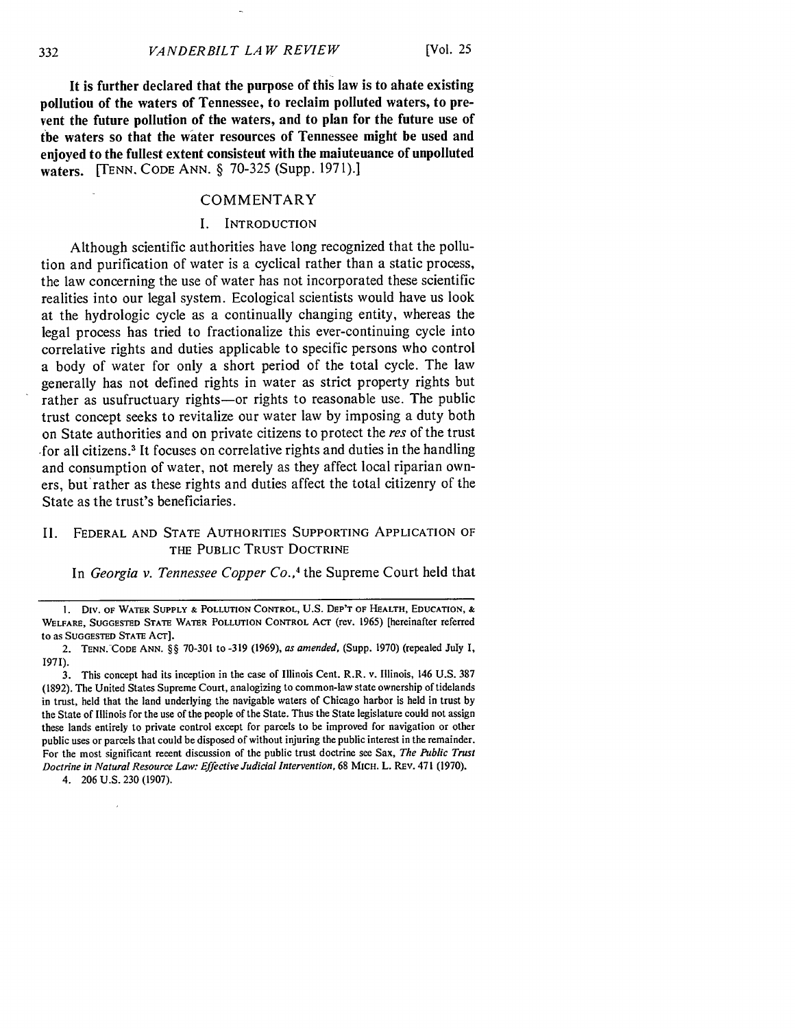**It is further declared that the purpose of this law is to ahate existing pollutiou of the waters of Tennessee, to reclaim polluted waters, to prevent the future pollution of the waters, and to plan for the future use of the waters so that the water resources of Tennessee might be used and enjoyed to the fullest extent consisteut with the maiuteuance of unpolluted waters.** [TENN. CODE ANN. § 70-325 (Supp. 1971).]

## COMMENTARY

### I. INTRODUCTION

Although scientific authorities have long recognized that the pollution and purification of water is a cyclical rather than a static process, the law concerning the use of water has not incorporated these scientific realities into our legal system. Ecological scientists would have us look at the hydrologic cycle as a continually changing entity, whereas the legal process has tried to fractionalize this ever-continuing cycle into correlative rights and duties applicable to specific persons who control a body of water for only a short period of the total cycle. The law generally has not defined rights in water as strict property rights but rather as usufructuary rights—or rights to reasonable use. The public trust concept seeks to revitalize our water law by imposing a duty both on State authorities and on private citizens to protect the *res* of the trust for all citizens.[3] It focuses on correlative rights and duties in the handling and consumption of water, not merely as they affect local riparian owners, but rather as these rights and duties affect the total citizenry of the State as the trust's beneficiaries.

### II. FEDERAL AND STATE AUTHORITIES SUPPORTING APPLICATION OF THE PUBLIC TRUST DOCTRINE

In *Georgia v. Tennessee Copper Co.*,[4] the Supreme Court held that

---

1. DIV. OF WATER SUPPLY & POLLUTION CONTROL, U.S. DEP'T OF HEALTH, EDUCATION, & WELFARE, SUGGESTED STATE WATER POLLUTION CONTROL ACT (rev. 1965) [hereinafter referred to as SUGGESTED STATE ACT].

2. TENN. CODE ANN. §§ 70-301 to -319 (1969), *as amended*, (Supp. 1970) (repealed July 1, 1971).

3. This concept had its inception in the case of Illinois Cent. R.R. v. Illinois, 146 U.S. 387 (1892). The United States Supreme Court, analogizing to common-law state ownership of tidelands in trust, held that the land underlying the navigable waters of Chicago harbor is held in trust by the State of Illinois for the use of the people of the State. Thus the State legislature could not assign these lands entirely to private control except for parcels to be improved for navigation or other public uses or parcels that could be disposed of without injuring the public interest in the remainder. For the most significant recent discussion of the public trust doctrine see Sax, *The Public Trust Doctrine in Natural Resource Law: Effective Judicial Intervention*, 68 MICH. L. REV. 471 (1970).

4. 206 U.S. 230 (1907).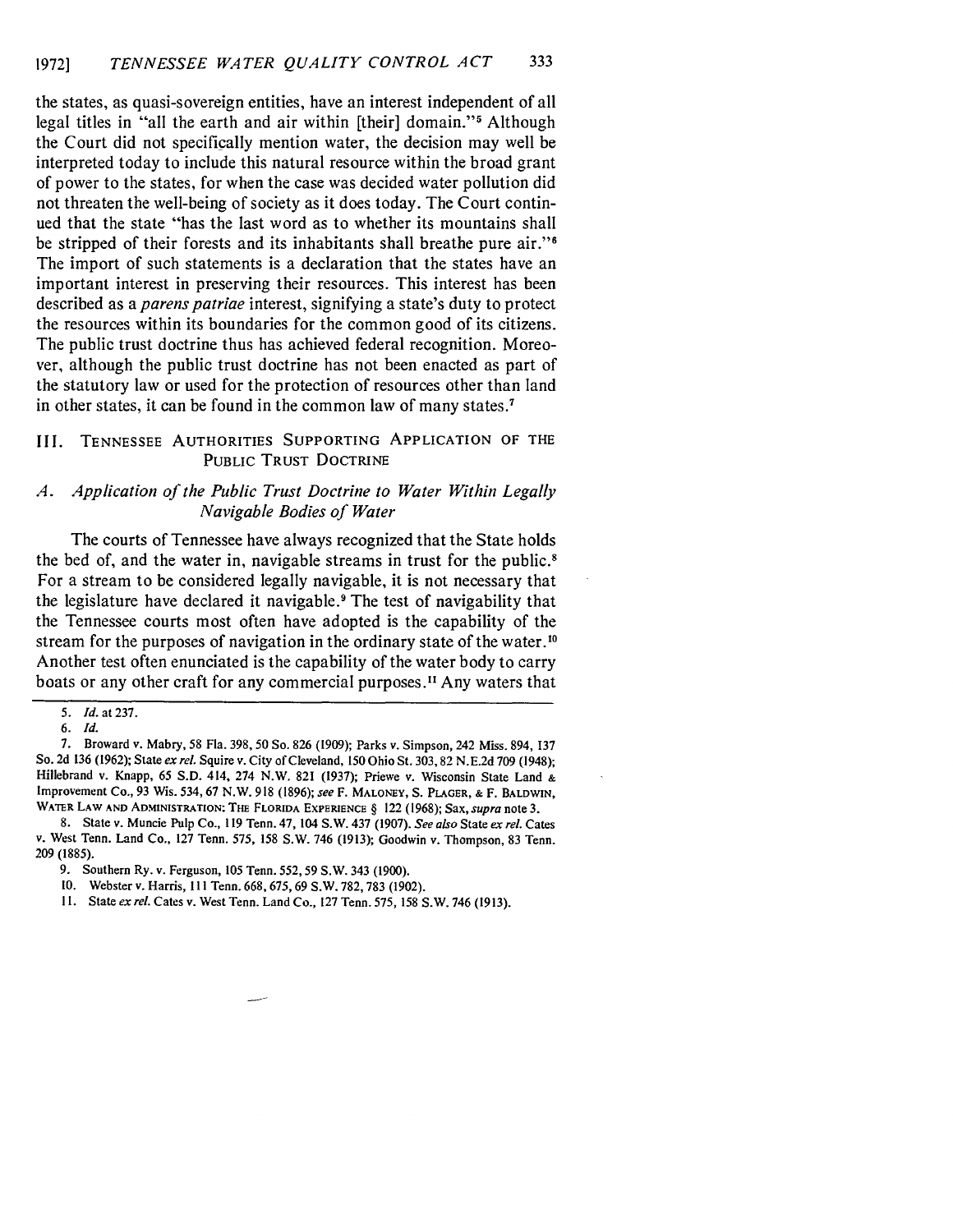the states, as quasi-sovereign entities, have an interest independent of all legal titles in "all the earth and air within [their] domain."[5] Although the Court did not specifically mention water, the decision may well be interpreted today to include this natural resource within the broad grant of power to the states, for when the case was decided water pollution did not threaten the well-being of society as it does today. The Court continued that the state "has the last word as to whether its mountains shall be stripped of their forests and its inhabitants shall breathe pure air."[6] The import of such statements is a declaration that the states have an important interest in preserving their resources. This interest has been described as a *parens patriae* interest, signifying a state's duty to protect the resources within its boundaries for the common good of its citizens. The public trust doctrine thus has achieved federal recognition. Moreover, although the public trust doctrine has not been enacted as part of the statutory law or used for the protection of resources other than land in other states, it can be found in the common law of many states.[7]

## III. TENNESSEE AUTHORITIES SUPPORTING APPLICATION OF THE PUBLIC TRUST DOCTRINE

### A. *Application of the Public Trust Doctrine to Water Within Legally Navigable Bodies of Water*

The courts of Tennessee have always recognized that the State holds the bed of, and the water in, navigable streams in trust for the public.[8] For a stream to be considered legally navigable, it is not necessary that the legislature have declared it navigable.[9] The test of navigability that the Tennessee courts most often have adopted is the capability of the stream for the purposes of navigation in the ordinary state of the water.[10] Another test often enunciated is the capability of the water body to carry boats or any other craft for any commercial purposes.[11] Any waters that

---

5. *Id.* at 237.

6. *Id.*

7. Broward v. Mabry, 58 Fla. 398, 50 So. 826 (1909); Parks v. Simpson, 242 Miss. 894, 137 So. 2d 136 (1962); State *ex rel.* Squire v. City of Cleveland, 150 Ohio St. 303, 82 N.E.2d 709 (1948); Hillebrand v. Knapp, 65 S.D. 414, 274 N.W. 821 (1937); Priewe v. Wisconsin State Land & Improvement Co., 93 Wis. 534, 67 N.W. 918 (1896); *see* F. MALONEY, S. PLAGER, & F. BALDWIN, WATER LAW AND ADMINISTRATION: THE FLORIDA EXPERIENCE § 122 (1968); Sax, *supra* note 3.

8. State v. Muncie Pulp Co., 119 Tenn. 47, 104 S.W. 437 (1907). *See also* State *ex rel.* Cates v. West Tenn. Land Co., 127 Tenn. 575, 158 S.W. 746 (1913); Goodwin v. Thompson, 83 Tenn. 209 (1885).

9. Southern Ry. v. Ferguson, 105 Tenn. 552, 59 S.W. 343 (1900).

10. Webster v. Harris, 111 Tenn. 668, 675, 69 S.W. 782, 783 (1902).

11. State *ex rel.* Cates v. West Tenn. Land Co., 127 Tenn. 575, 158 S.W. 746 (1913).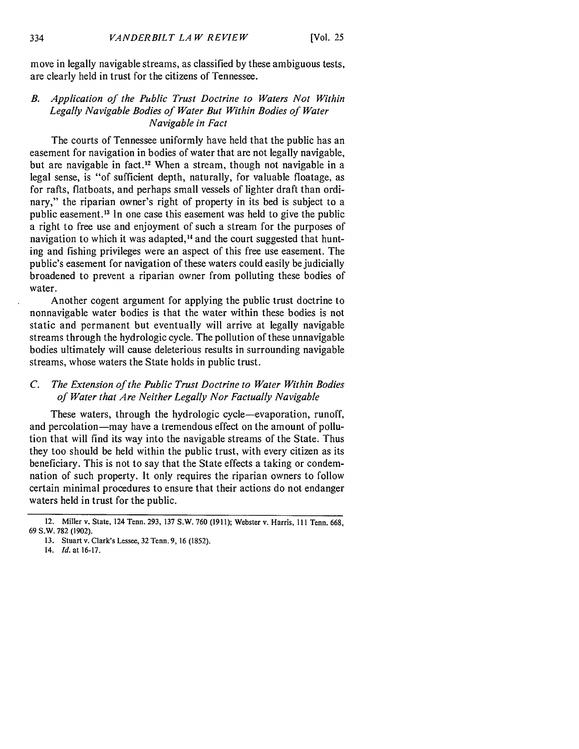move in legally navigable streams, as classified by these ambiguous tests, are clearly held in trust for the citizens of Tennessee.

### *B. Application of the Public Trust Doctrine to Waters Not Within Legally Navigable Bodies of Water But Within Bodies of Water Navigable in Fact*

The courts of Tennessee uniformly have held that the public has an easement for navigation in bodies of water that are not legally navigable, but are navigable in fact.[12] When a stream, though not navigable in a legal sense, is "of sufficient depth, naturally, for valuable floatage, as for rafts, flatboats, and perhaps small vessels of lighter draft than ordinary," the riparian owner's right of property in its bed is subject to a public easement.[13] In one case this easement was held to give the public a right to free use and enjoyment of such a stream for the purposes of navigation to which it was adapted,[14] and the court suggested that hunting and fishing privileges were an aspect of this free use easement. The public's easement for navigation of these waters could easily be judicially broadened to prevent a riparian owner from polluting these bodies of water.

Another cogent argument for applying the public trust doctrine to nonnavigable water bodies is that the water within these bodies is not static and permanent but eventually will arrive at legally navigable streams through the hydrologic cycle. The pollution of these unnavigable bodies ultimately will cause deleterious results in surrounding navigable streams, whose waters the State holds in public trust.

### *C. The Extension of the Public Trust Doctrine to Water Within Bodies of Water that Are Neither Legally Nor Factually Navigable*

These waters, through the hydrologic cycle—evaporation, runoff, and percolation—may have a tremendous effect on the amount of pollution that will find its way into the navigable streams of the State. Thus they too should be held within the public trust, with every citizen as its beneficiary. This is not to say that the State effects a taking or condemnation of such property. It only requires the riparian owners to follow certain minimal procedures to ensure that their actions do not endanger waters held in trust for the public.

---

12. Miller v. State, 124 Tenn. 293, 137 S.W. 760 (1911); Webster v. Harris, 111 Tenn. 668, 69 S.W. 782 (1902).

13. Stuart v. Clark's Lessee, 32 Tenn. 9, 16 (1852).

14. *Id.* at 16-17.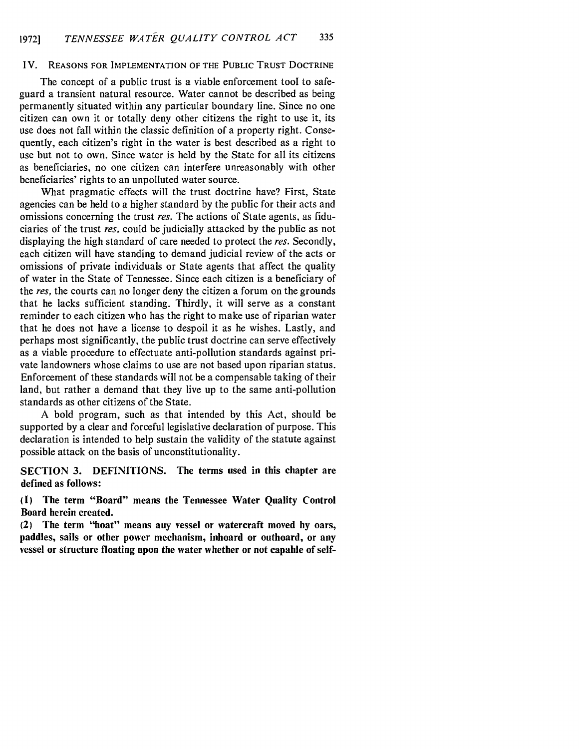## IV. Reasons for Implementation of the Public Trust Doctrine

The concept of a public trust is a viable enforcement tool to safeguard a transient natural resource. Water cannot be described as being permanently situated within any particular boundary line. Since no one citizen can own it or totally deny other citizens the right to use it, its use does not fall within the classic definition of a property right. Consequently, each citizen's right in the water is best described as a right to use but not to own. Since water is held by the State for all its citizens as beneficiaries, no one citizen can interfere unreasonably with other beneficiaries' rights to an unpolluted water source.

What pragmatic effects will the trust doctrine have? First, State agencies can be held to a higher standard by the public for their acts and omissions concerning the trust *res*. The actions of State agents, as fiduciaries of the trust *res*, could be judicially attacked by the public as not displaying the high standard of care needed to protect the *res*. Secondly, each citizen will have standing to demand judicial review of the acts or omissions of private individuals or State agents that affect the quality of water in the State of Tennessee. Since each citizen is a beneficiary of the *res*, the courts can no longer deny the citizen a forum on the grounds that he lacks sufficient standing. Thirdly, it will serve as a constant reminder to each citizen who has the right to make use of riparian water that he does not have a license to despoil it as he wishes. Lastly, and perhaps most significantly, the public trust doctrine can serve effectively as a viable procedure to effectuate anti-pollution standards against private landowners whose claims to use are not based upon riparian status. Enforcement of these standards will not be a compensable taking of their land, but rather a demand that they live up to the same anti-pollution standards as other citizens of the State.

A bold program, such as that intended by this Act, should be supported by a clear and forceful legislative declaration of purpose. This declaration is intended to help sustain the validity of the statute against possible attack on the basis of unconstitutionality.

**SECTION 3. DEFINITIONS. The terms used in this chapter are defined as follows:**

**(1) The term "Board" means the Tennessee Water Quality Control Board herein created.**

**(2) The term "boat" means any vessel or watercraft moved by oars, paddles, sails or other power mechanism, inboard or outboard, or any vessel or structure floating upon the water whether or not capable of self-**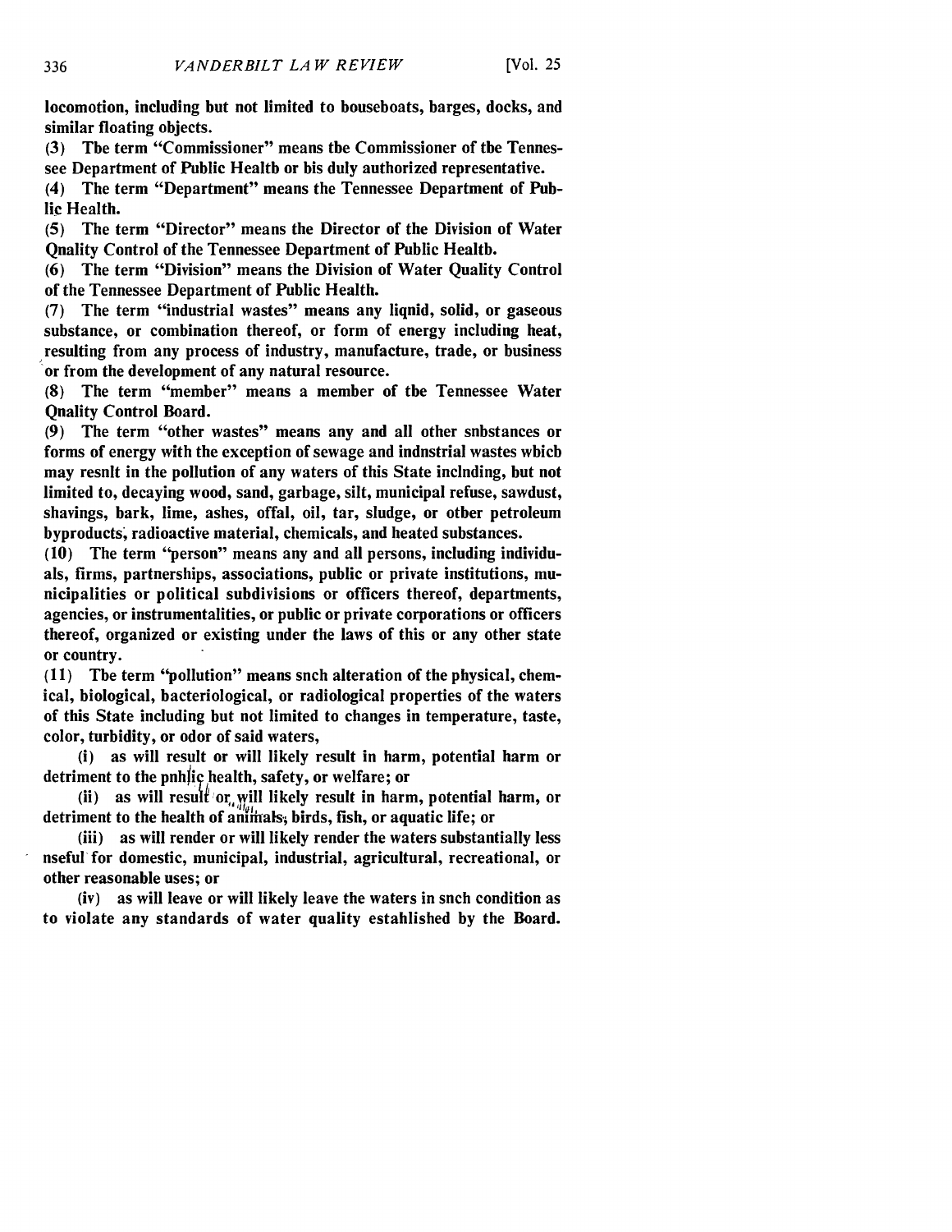locomotion, including but not limited to houseboats, barges, docks, and similar floating objects.

(3) The term "Commissioner" means the Commissioner of the Tennessee Department of Public Health or his duly authorized representative.

(4) The term "Department" means the Tennessee Department of Public Health.

(5) The term "Director" means the Director of the Division of Water Quality Control of the Tennessee Department of Public Health.

(6) The term "Division" means the Division of Water Quality Control of the Tennessee Department of Public Health.

(7) The term "industrial wastes" means any liquid, solid, or gaseous substance, or combination thereof, or form of energy including heat, resulting from any process of industry, manufacture, trade, or business or from the development of any natural resource.

(8) The term "member" means a member of the Tennessee Water Quality Control Board.

(9) The term "other wastes" means any and all other substances or forms of energy with the exception of sewage and industrial wastes which may result in the pollution of any waters of this State including, but not limited to, decaying wood, sand, garbage, silt, municipal refuse, sawdust, shavings, bark, lime, ashes, offal, oil, tar, sludge, or other petroleum byproducts, radioactive material, chemicals, and heated substances.

(10) The term "person" means any and all persons, including individuals, firms, partnerships, associations, public or private institutions, municipalities or political subdivisions or officers thereof, departments, agencies, or instrumentalities, or public or private corporations or officers thereof, organized or existing under the laws of this or any other state or country.

(11) The term "pollution" means such alteration of the physical, chemical, biological, bacteriological, or radiological properties of the waters of this State including but not limited to changes in temperature, taste, color, turbidity, or odor of said waters,

(i) as will result or will likely result in harm, potential harm or detriment to the public health, safety, or welfare; or

(ii) as will result or will likely result in harm, potential harm, or detriment to the health of animals, birds, fish, or aquatic life; or

(iii) as will render or will likely render the waters substantially less useful for domestic, municipal, industrial, agricultural, recreational, or other reasonable uses; or

(iv) as will leave or will likely leave the waters in such condition as to violate any standards of water quality established by the Board.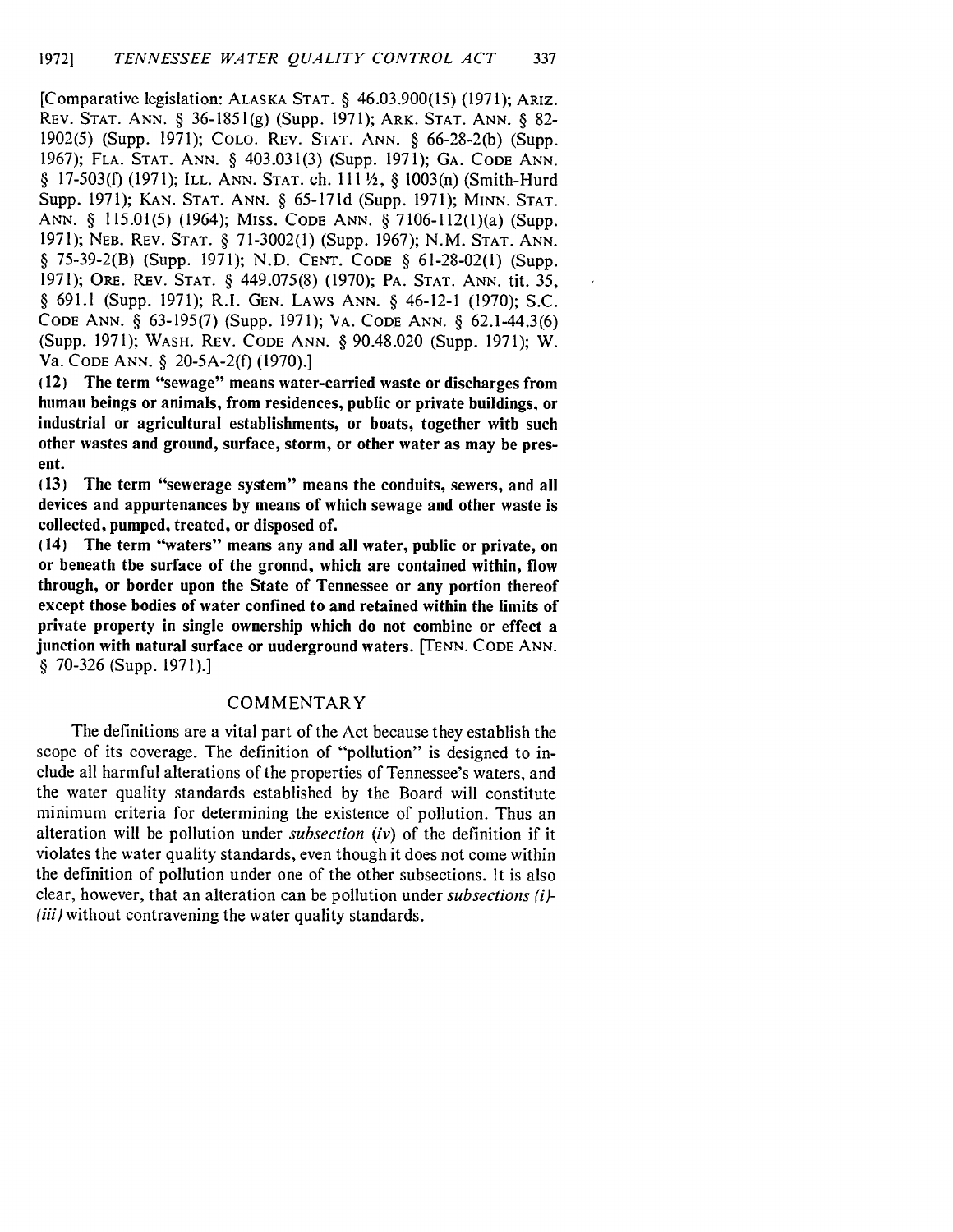[Comparative legislation: ALASKA STAT. § 46.03.900(15) (1971); ARIZ. REV. STAT. ANN. § 36-1851(g) (Supp. 1971); ARK. STAT. ANN. § 82-1902(5) (Supp. 1971); COLO. REV. STAT. ANN. § 66-28-2(b) (Supp. 1967); FLA. STAT. ANN. § 403.031(3) (Supp. 1971); GA. CODE ANN. § 17-503(f) (1971); ILL. ANN. STAT. ch. 111½, § 1003(n) (Smith-Hurd Supp. 1971); KAN. STAT. ANN. § 65-171d (Supp. 1971); MINN. STAT. ANN. § 115.01(5) (1964); MISS. CODE ANN. § 7106-112(1)(a) (Supp. 1971); NEB. REV. STAT. § 71-3002(1) (Supp. 1967); N.M. STAT. ANN. § 75-39-2(B) (Supp. 1971); N.D. CENT. CODE § 61-28-02(1) (Supp. 1971); ORE. REV. STAT. § 449.075(8) (1970); PA. STAT. ANN. tit. 35, § 691.1 (Supp. 1971); R.I. GEN. LAWS ANN. § 46-12-1 (1970); S.C. CODE ANN. § 63-195(7) (Supp. 1971); VA. CODE ANN. § 62.1-44.3(6) (Supp. 1971); WASH. REV. CODE ANN. § 90.48.020 (Supp. 1971); W. Va. CODE ANN. § 20-5A-2(f) (1970).]

**(12) The term "sewage" means water-carried waste or discharges from humau beings or animals, from residences, public or private buildings, or industrial or agricultural establishments, or boats, together witb such other wastes and ground, surface, storm, or other water as may be present.**

**(13) The term "sewerage system" means the conduits, sewers, and all devices and appurtenances by means of which sewage and other waste is collected, pumped, treated, or disposed of.**

**(14) The term "waters" means any and all water, public or private, on or beneath tbe surface of the gronnd, which are contained within, flow through, or border upon the State of Tennessee or any portion thereof except those bodies of water confined to and retained within the limits of private property in single ownership which do not combine or effect a junction with natural surface or uuderground waters.** [TENN. CODE ANN. § 70-326 (Supp. 1971).]

## COMMENTARY

The definitions are a vital part of the Act because they establish the scope of its coverage. The definition of "pollution" is designed to include all harmful alterations of the properties of Tennessee's waters, and the water quality standards established by the Board will constitute minimum criteria for determining the existence of pollution. Thus an alteration will be pollution under *subsection (iv)* of the definition if it violates the water quality standards, even though it does not come within the definition of pollution under one of the other subsections. It is also clear, however, that an alteration can be pollution under *subsections (i)-(iii)* without contravening the water quality standards.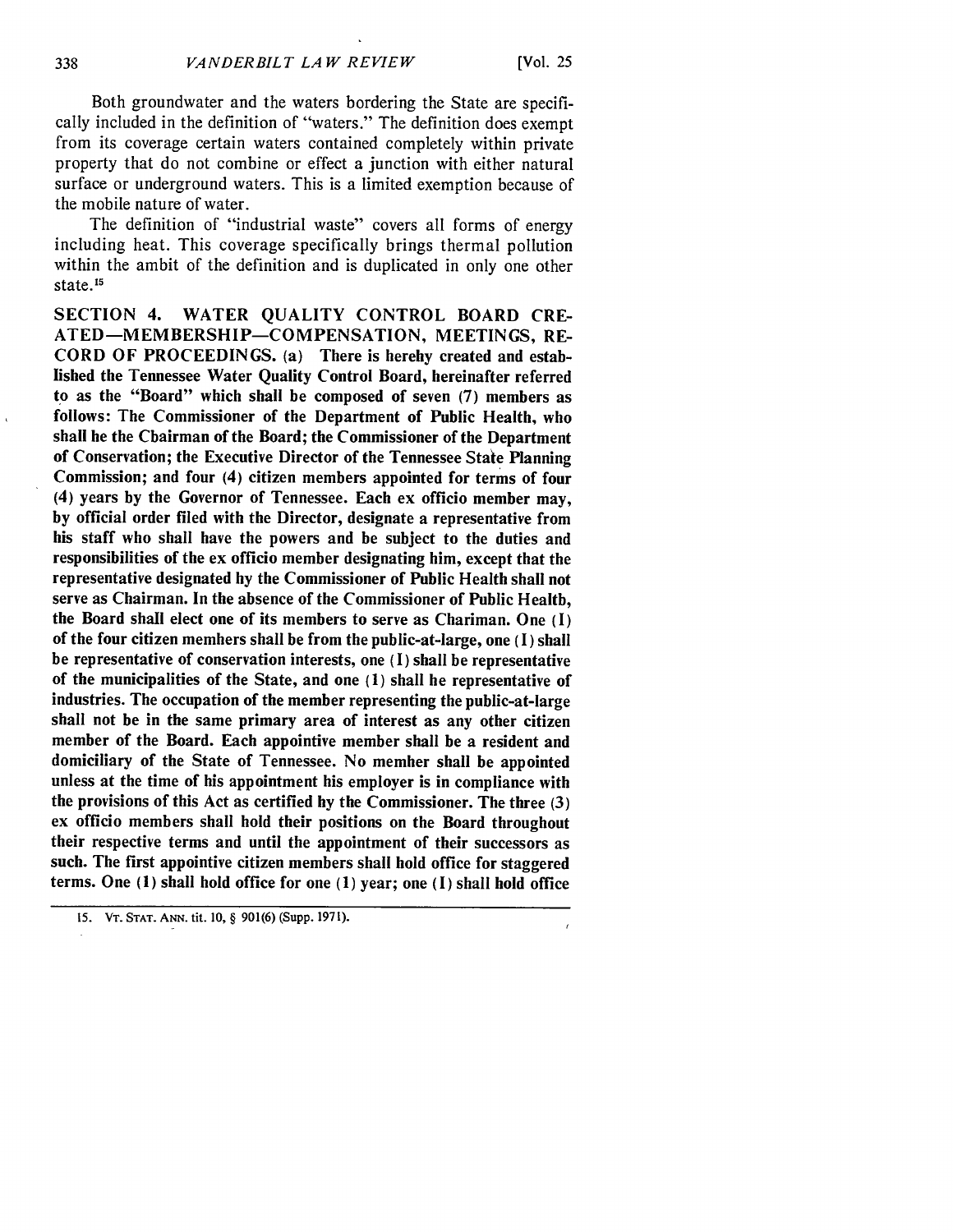Both groundwater and the waters bordering the State are specifically included in the definition of "waters." The definition does exempt from its coverage certain waters contained completely within private property that do not combine or effect a junction with either natural surface or underground waters. This is a limited exemption because of the mobile nature of water.

The definition of "industrial waste" covers all forms of energy including heat. This coverage specifically brings thermal pollution within the ambit of the definition and is duplicated in only one other state.[15]

**SECTION 4. WATER QUALITY CONTROL BOARD CREATED—MEMBERSHIP—COMPENSATION, MEETINGS, RECORD OF PROCEEDINGS. (a) There is hereby created and established the Tennessee Water Quality Control Board, hereinafter referred to as the "Board" which shall be composed of seven (7) members as follows: The Commissioner of the Department of Public Health, who shall be the Chairman of the Board; the Commissioner of the Department of Conservation; the Executive Director of the Tennessee State Planning Commission; and four (4) citizen members appointed for terms of four (4) years by the Governor of Tennessee. Each ex officio member may, by official order filed with the Director, designate a representative from his staff who shall have the powers and be subject to the duties and responsibilities of the ex officio member designating him, except that the representative designated by the Commissioner of Public Health shall not serve as Chairman. In the absence of the Commissioner of Public Health, the Board shall elect one of its members to serve as Chariman. One (1) of the four citizen members shall be from the public-at-large, one (1) shall be representative of conservation interests, one (1) shall be representative of the municipalities of the State, and one (1) shall be representative of industries. The occupation of the member representing the public-at-large shall not be in the same primary area of interest as any other citizen member of the Board. Each appointive member shall be a resident and domiciliary of the State of Tennessee. No member shall be appointed unless at the time of his appointment his employer is in compliance with the provisions of this Act as certified by the Commissioner. The three (3) ex officio members shall hold their positions on the Board throughout their respective terms and until the appointment of their successors as such. The first appointive citizen members shall hold office for staggered terms. One (1) shall hold office for one (1) year; one (1) shall hold office**

---

15. VT. STAT. ANN. tit. 10, § 901(6) (Supp. 1971).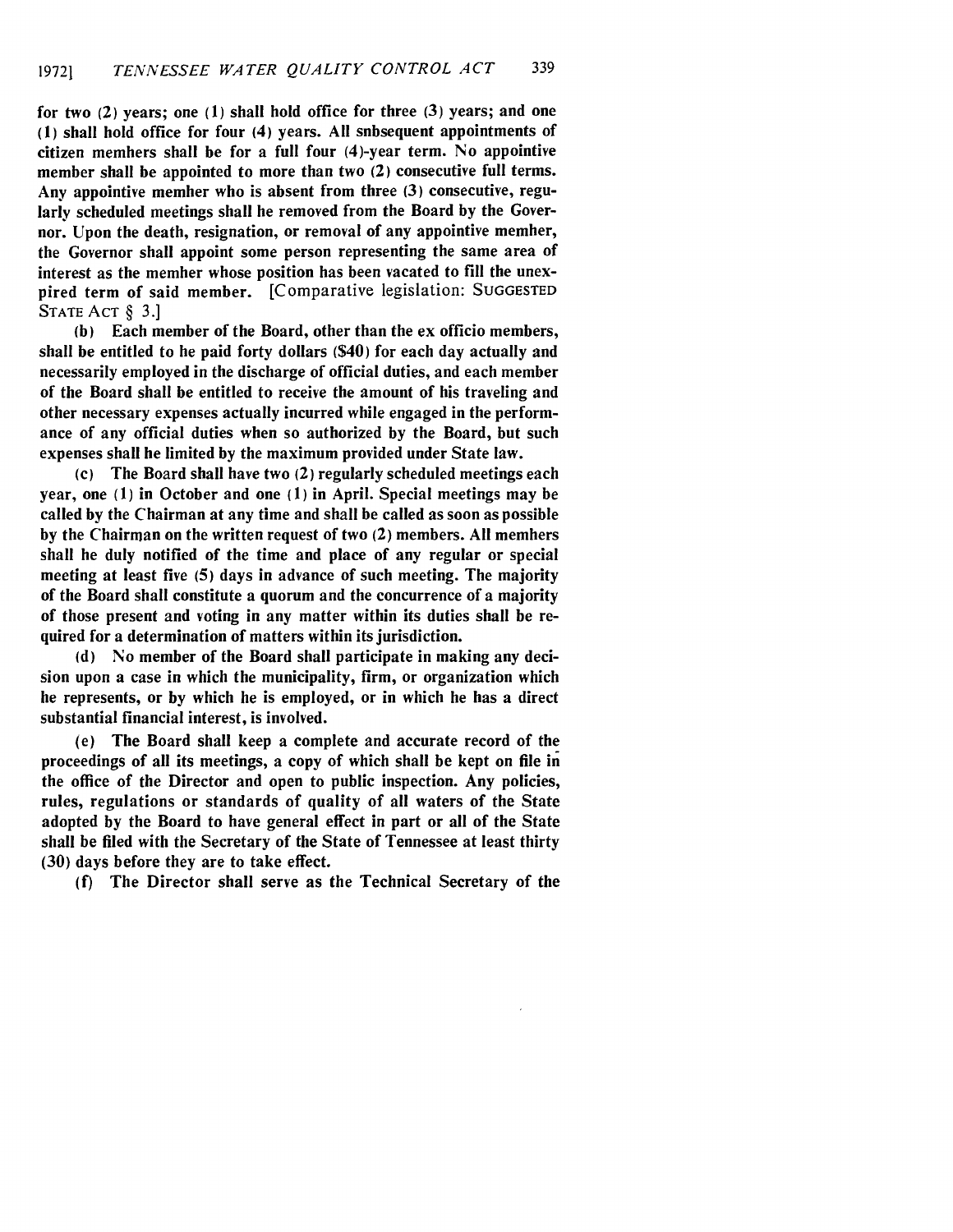for two (2) years; one (1) shall hold office for three (3) years; and one (1) shall hold office for four (4) years. All snbsequent appointments of citizen memhers shall be for a full four (4)-year term. No appointive member shall be appointed to more than two (2) consecutive full terms. Any appointive memher who is absent from three (3) consecutive, regularly scheduled meetings shall he removed from the Board by the Governor. Upon the death, resignation, or removal of any appointive memher, the Governor shall appoint some person representing the same area of interest as the memher whose position has been vacated to fill the unexpired term of said member. [Comparative legislation: SUGGESTED STATE ACT § 3.]

(b) Each member of the Board, other than the ex officio members, shall be entitled to he paid forty dollars ($40) for each day actually and necessarily employed in the discharge of official duties, and each member of the Board shall be entitled to receive the amount of his traveling and other necessary expenses actually incurred while engaged in the performance of any official duties when so authorized by the Board, but such expenses shall he limited by the maximum provided under State law.

(c) The Board shall have two (2) regularly scheduled meetings each year, one (1) in October and one (1) in April. Special meetings may be called by the Chairman at any time and shall be called as soon as possible by the Chairman on the written request of two (2) members. All memhers shall he duly notified of the time and place of any regular or special meeting at least five (5) days in advance of such meeting. The majority of the Board shall constitute a quorum and the concurrence of a majority of those present and voting in any matter within its duties shall be required for a determination of matters within its jurisdiction.

(d) No member of the Board shall participate in making any decision upon a case in which the municipality, firm, or organization which he represents, or by which he is employed, or in which he has a direct substantial financial interest, is involved.

(e) The Board shall keep a complete and accurate record of the proceedings of all its meetings, a copy of which shall be kept on file in the office of the Director and open to public inspection. Any policies, rules, regulations or standards of quality of all waters of the State adopted by the Board to have general effect in part or all of the State shall be filed with the Secretary of the State of Tennessee at least thirty (30) days before they are to take effect.

(f) The Director shall serve as the Technical Secretary of the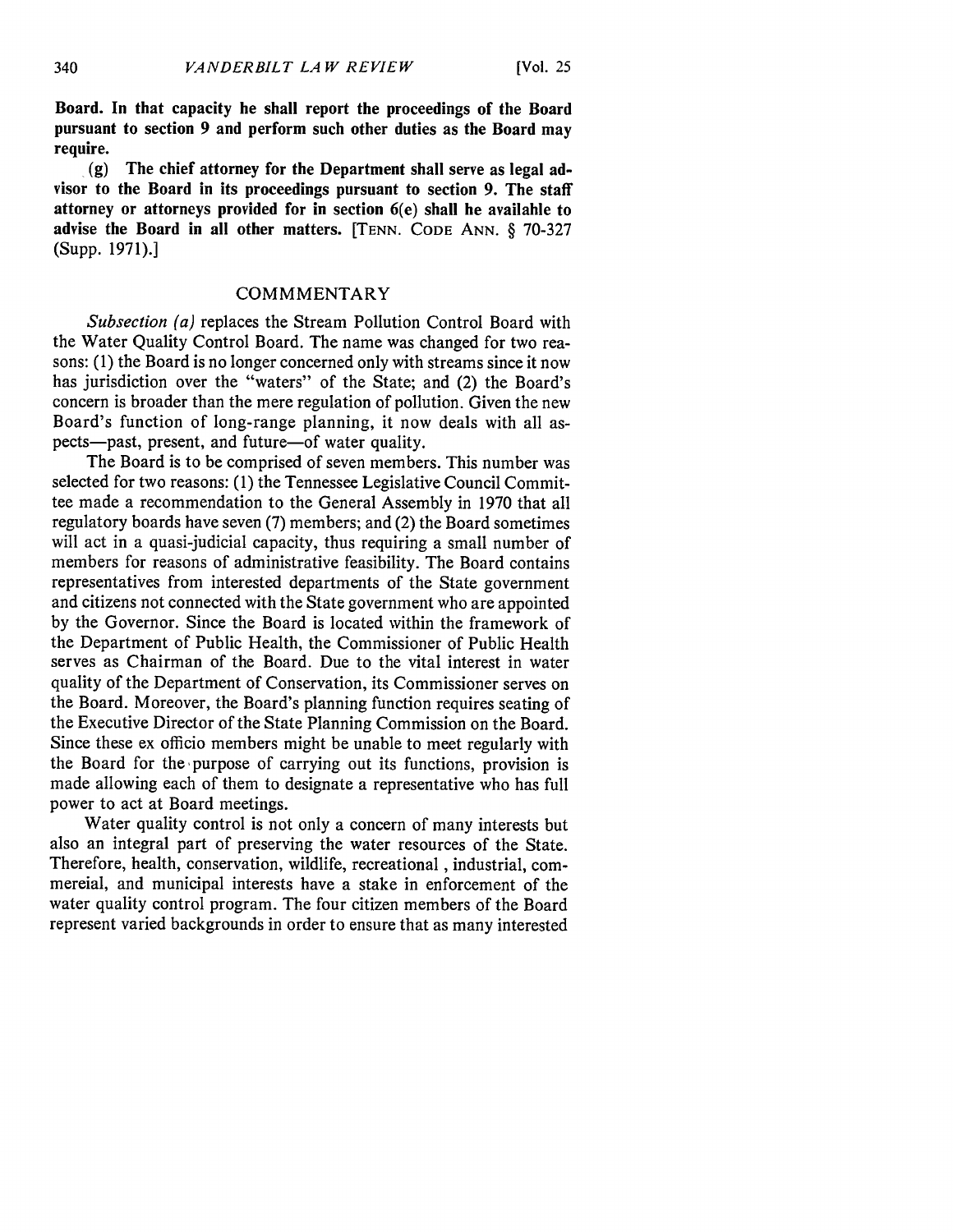**Board. In that capacity he shall report the proceedings of the Board pursuant to section 9 and perform such other duties as the Board may require.**

**(g) The chief attorney for the Department shall serve as legal advisor to the Board in its proceedings pursuant to section 9. The staff attorney or attorneys provided for in section 6(e) shall he availahle to advise the Board in all other matters.** [TENN. CODE ANN. § 70-327 (Supp. 1971).]

## COMMMENTARY

*Subsection (a)* replaces the Stream Pollution Control Board with the Water Quality Control Board. The name was changed for two reasons: (1) the Board is no longer concerned only with streams since it now has jurisdiction over the "waters" of the State; and (2) the Board's concern is broader than the mere regulation of pollution. Given the new Board's function of long-range planning, it now deals with all aspects—past, present, and future—of water quality.

The Board is to be comprised of seven members. This number was selected for two reasons: (1) the Tennessee Legislative Council Committee made a recommendation to the General Assembly in 1970 that all regulatory boards have seven (7) members; and (2) the Board sometimes will act in a quasi-judicial capacity, thus requiring a small number of members for reasons of administrative feasibility. The Board contains representatives from interested departments of the State government and citizens not connected with the State government who are appointed by the Governor. Since the Board is located within the framework of the Department of Public Health, the Commissioner of Public Health serves as Chairman of the Board. Due to the vital interest in water quality of the Department of Conservation, its Commissioner serves on the Board. Moreover, the Board's planning function requires seating of the Executive Director of the State Planning Commission on the Board. Since these ex officio members might be unable to meet regularly with the Board for the purpose of carrying out its functions, provision is made allowing each of them to designate a representative who has full power to act at Board meetings.

Water quality control is not only a concern of many interests but also an integral part of preserving the water resources of the State. Therefore, health, conservation, wildlife, recreational , industrial, commereial, and municipal interests have a stake in enforcement of the water quality control program. The four citizen members of the Board represent varied backgrounds in order to ensure that as many interested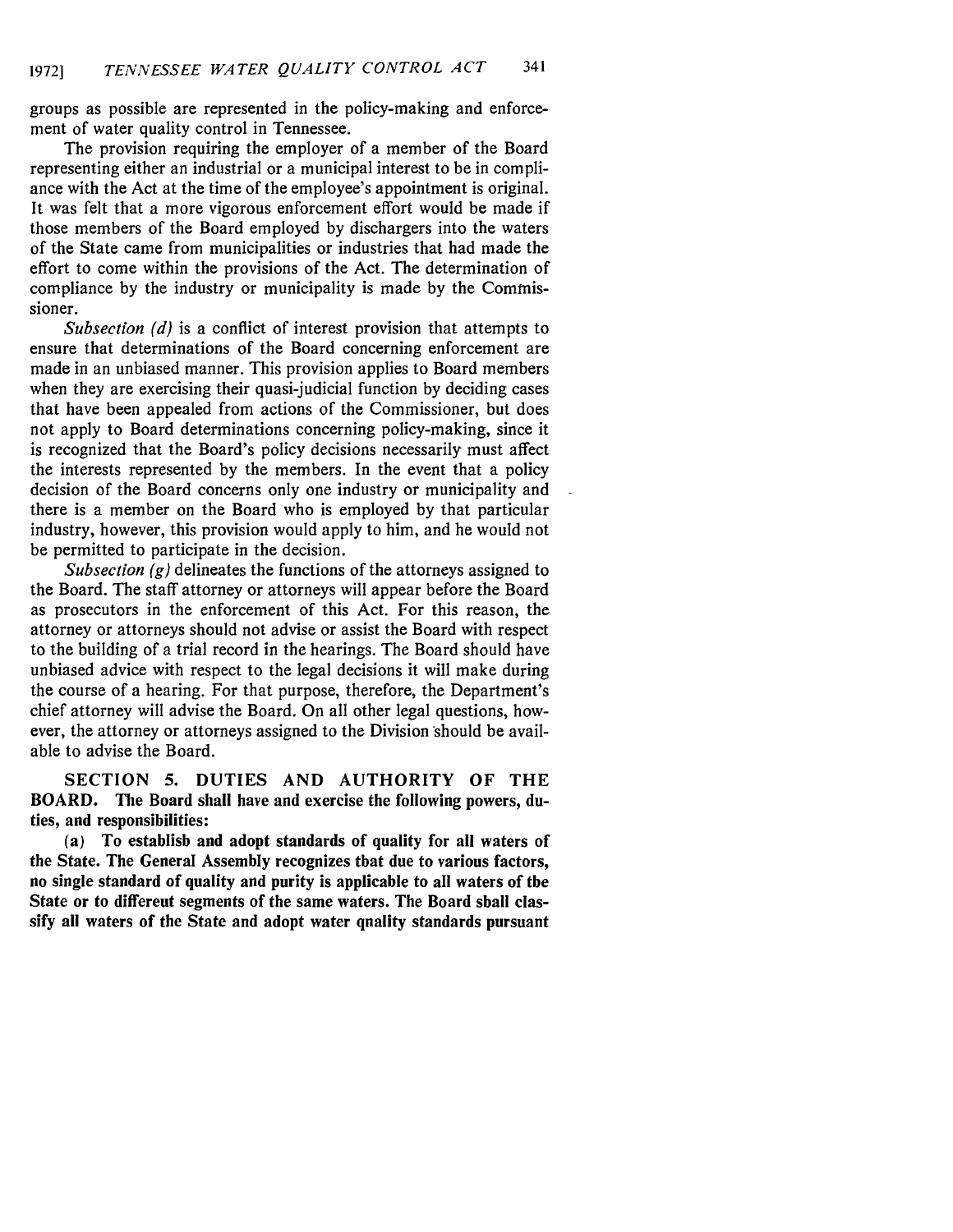groups as possible are represented in the policy-making and enforcement of water quality control in Tennessee.

The provision requiring the employer of a member of the Board representing either an industrial or a municipal interest to be in compliance with the Act at the time of the employee's appointment is original. It was felt that a more vigorous enforcement effort would be made if those members of the Board employed by dischargers into the waters of the State came from municipalities or industries that had made the effort to come within the provisions of the Act. The determination of compliance by the industry or municipality is made by the Commissioner.

*Subsection (d)* is a conflict of interest provision that attempts to ensure that determinations of the Board concerning enforcement are made in an unbiased manner. This provision applies to Board members when they are exercising their quasi-judicial function by deciding cases that have been appealed from actions of the Commissioner, but does not apply to Board determinations concerning policy-making, since it is recognized that the Board's policy decisions necessarily must affect the interests represented by the members. In the event that a policy decision of the Board concerns only one industry or municipality and there is a member on the Board who is employed by that particular industry, however, this provision would apply to him, and he would not be permitted to participate in the decision.

*Subsection (g)* delineates the functions of the attorneys assigned to the Board. The staff attorney or attorneys will appear before the Board as prosecutors in the enforcement of this Act. For this reason, the attorney or attorneys should not advise or assist the Board with respect to the building of a trial record in the hearings. The Board should have unbiased advice with respect to the legal decisions it will make during the course of a hearing. For that purpose, therefore, the Department's chief attorney will advise the Board. On all other legal questions, however, the attorney or attorneys assigned to the Division should be available to advise the Board.

**SECTION 5. DUTIES AND AUTHORITY OF THE BOARD. The Board shall have and exercise the following powers, duties, and responsibilities:**

**(a) To establisb and adopt standards of quality for all waters of the State. The General Assembly recognizes tbat due to various factors, no single standard of quality and purity is applicable to all waters of tbe State or to differeut segments of the same waters. The Board sball classify all waters of the State and adopt water qnality standards pursuant**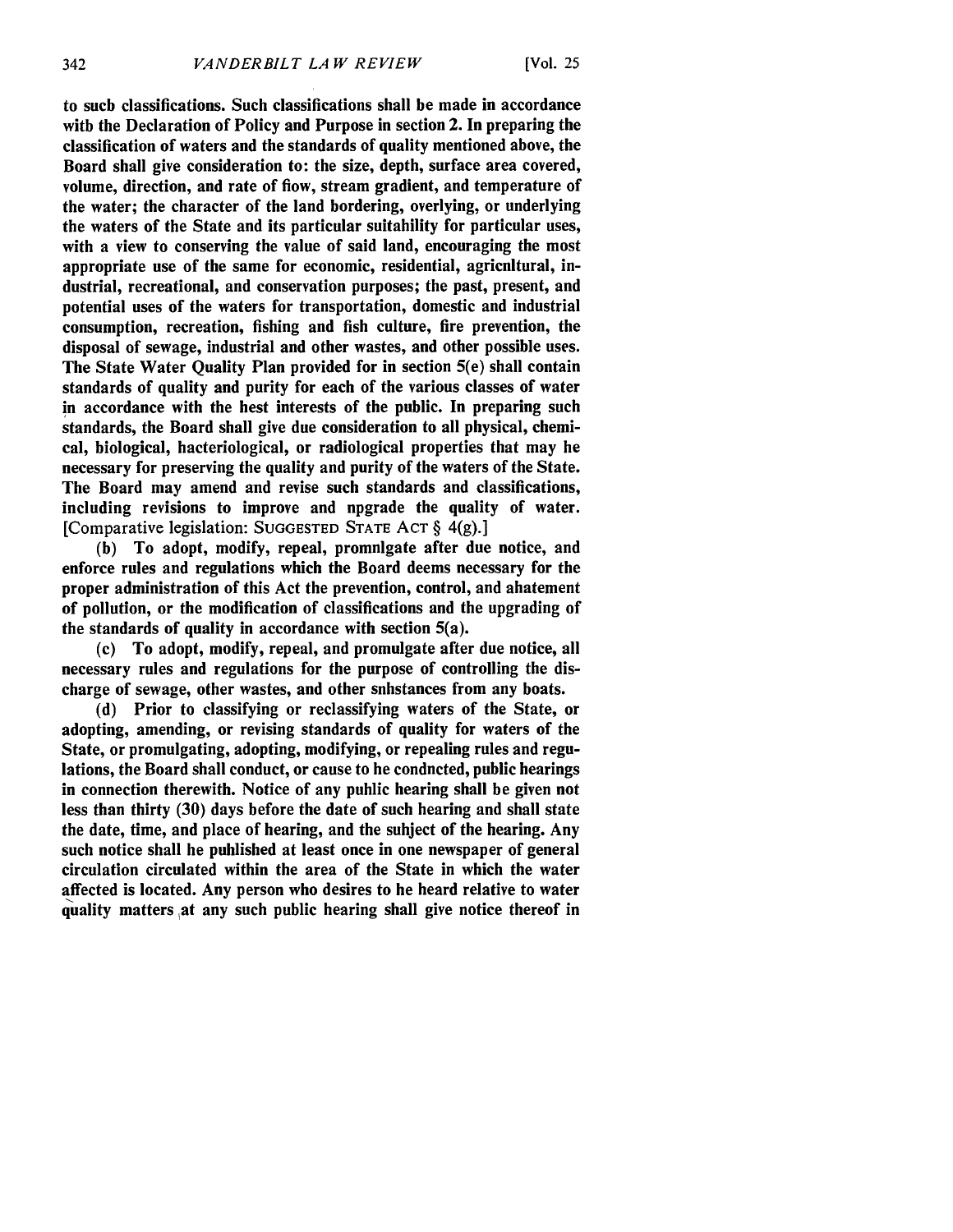to such classifications. Such classifications shall be made in accordance with the Declaration of Policy and Purpose in section 2. In preparing the classification of waters and the standards of quality mentioned above, the Board shall give consideration to: the size, depth, surface area covered, volume, direction, and rate of flow, stream gradient, and temperature of the water; the character of the land bordering, overlying, or underlying the waters of the State and its particular suitability for particular uses, with a view to conserving the value of said land, encouraging the most appropriate use of the same for economic, residential, agricultural, industrial, recreational, and conservation purposes; the past, present, and potential uses of the waters for transportation, domestic and industrial consumption, recreation, fishing and fish culture, fire prevention, the disposal of sewage, industrial and other wastes, and other possible uses. The State Water Quality Plan provided for in section 5(e) shall contain standards of quality and purity for each of the various classes of water in accordance with the best interests of the public. In preparing such standards, the Board shall give due consideration to all physical, chemical, biological, bacteriological, or radiological properties that may be necessary for preserving the quality and purity of the waters of the State. The Board may amend and revise such standards and classifications, including revisions to improve and upgrade the quality of water. [Comparative legislation: SUGGESTED STATE ACT § 4(g).]

(b) To adopt, modify, repeal, promulgate after due notice, and enforce rules and regulations which the Board deems necessary for the proper administration of this Act the prevention, control, and abatement of pollution, or the modification of classifications and the upgrading of the standards of quality in accordance with section 5(a).

(c) To adopt, modify, repeal, and promulgate after due notice, all necessary rules and regulations for the purpose of controlling the discharge of sewage, other wastes, and other substances from any boats.

(d) Prior to classifying or reclassifying waters of the State, or adopting, amending, or revising standards of quality for waters of the State, or promulgating, adopting, modifying, or repealing rules and regulations, the Board shall conduct, or cause to be conducted, public hearings in connection therewith. Notice of any public hearing shall be given not less than thirty (30) days before the date of such hearing and shall state the date, time, and place of hearing, and the subject of the hearing. Any such notice shall be published at least once in one newspaper of general circulation circulated within the area of the State in which the water affected is located. Any person who desires to be heard relative to water quality matters at any such public hearing shall give notice thereof in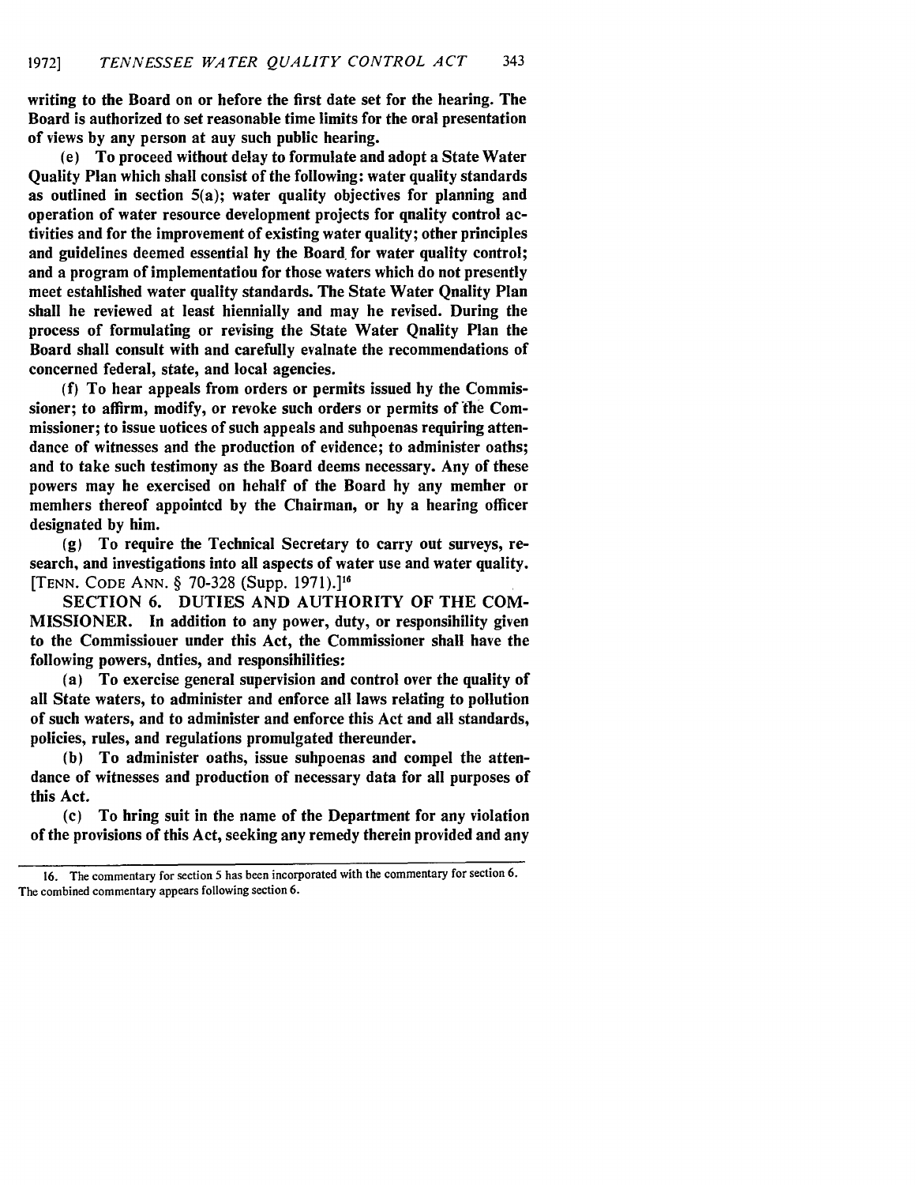writing to the Board on or before the first date set for the hearing. The Board is authorized to set reasonable time limits for the oral presentation of views by any person at auy such public hearing.

(e) To proceed without delay to formulate and adopt a State Water Quality Plan which shall consist of the following: water quality standards as outlined in section 5(a); water quality objectives for planning and operation of water resource development projects for qnality control activities and for the improvement of existing water quality; other principles and guidelines deemed essential hy the Board for water quality control; and a program of implementatiou for those waters which do not presently meet estahlished water quality standards. The State Water Qnality Plan shall he reviewed at least hiennially and may he revised. During the process of formulating or revising the State Water Qnality Plan the Board shall consult with and carefully evalnate the recommendations of concerned federal, state, and local agencies.

(f) To hear appeals from orders or permits issued hy the Commissioner; to affirm, modify, or revoke such orders or permits of the Commissioner; to issue uotices of such appeals and suhpoenas requiring attendance of witnesses and the production of evidence; to administer oaths; and to take such testimony as the Board deems necessary. Any of these powers may he exercised on hehalf of the Board hy any memher or memhers thereof appointed by the Chairman, or hy a hearing officer designated by him.

(g) To require the Technical Secretary to carry out surveys, research, and investigations into all aspects of water use and water quality. [TENN. CODE ANN. § 70-328 (Supp. 1971).][16]

SECTION 6. DUTIES AND AUTHORITY OF THE COMMISSIONER. In addition to any power, duty, or responsihility given to the Commissiouer under this Act, the Commissioner shall have the following powers, dnties, and responsihilities:

(a) To exercise general supervision and control over the quality of all State waters, to administer and enforce all laws relating to pollution of such waters, and to administer and enforce this Act and all standards, policies, rules, and regulations promulgated thereunder.

(b) To administer oaths, issue suhpoenas and compel the attendance of witnesses and production of necessary data for all purposes of this Act.

(c) To hring suit in the name of the Department for any violation of the provisions of this Act, seeking any remedy therein provided and any

---

16. The commentary for section 5 has been incorporated with the commentary for section 6. The combined commentary appears following section 6.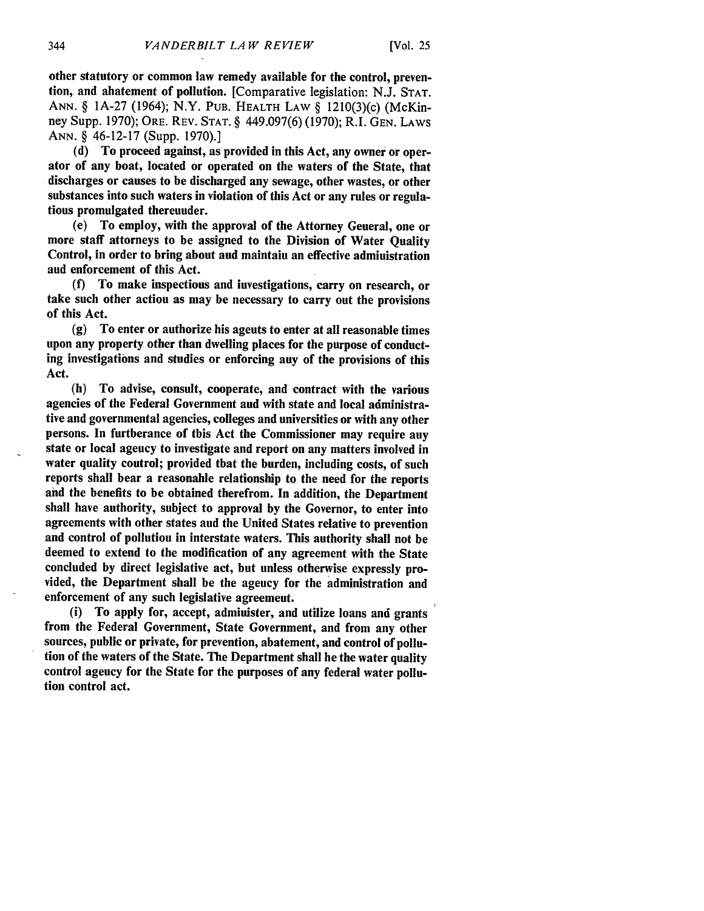**other statutory or common law remedy available for the control, prevention, and abatement of pollution.** [Comparative legislation: N.J. STAT. ANN. § 1A-27 (1964); N.Y. PUB. HEALTH LAW § 1210(3)(c) (McKinney Supp. 1970); ORE. REV. STAT. § 449.097(6) (1970); R.I. GEN. LAWS ANN. § 46-12-17 (Supp. 1970).]

**(d) To proceed against, as provided in this Act, any owner or operator of any boat, located or operated on the waters of the State, that discharges or causes to be discharged any sewage, other wastes, or other substances into such waters in violation of this Act or any rules or regulations promulgated thereunder.**

**(e) To employ, with the approval of the Attorney General, one or more staff attorneys to be assigned to the Division of Water Quality Control, in order to bring about and maintain an effective administration and enforcement of this Act.**

**(f) To make inspections and investigations, carry on research, or take such other action as may be necessary to carry out the provisions of this Act.**

**(g) To enter or authorize his agents to enter at all reasonable times upon any property other than dwelling places for the purpose of conducting investigations and studies or enforcing any of the provisions of this Act.**

**(h) To advise, consult, cooperate, and contract with the various agencies of the Federal Government and with state and local administrative and governmental agencies, colleges and universities or with any other persons. In furtherance of this Act the Commissioner may require any state or local agency to investigate and report on any matters involved in water quality control; provided that the burden, including costs, of such reports shall bear a reasonable relationship to the need for the reports and the benefits to be obtained therefrom. In addition, the Department shall have authority, subject to approval by the Governor, to enter into agreements with other states and the United States relative to prevention and control of pollution in interstate waters. This authority shall not be deemed to extend to the modification of any agreement with the State concluded by direct legislative act, but unless otherwise expressly provided, the Department shall be the agency for the administration and enforcement of any such legislative agreement.**

**(i) To apply for, accept, administer, and utilize loans and grants from the Federal Government, State Government, and from any other sources, public or private, for prevention, abatement, and control of pollution of the waters of the State. The Department shall be the water quality control agency for the State for the purposes of any federal water pollution control act.**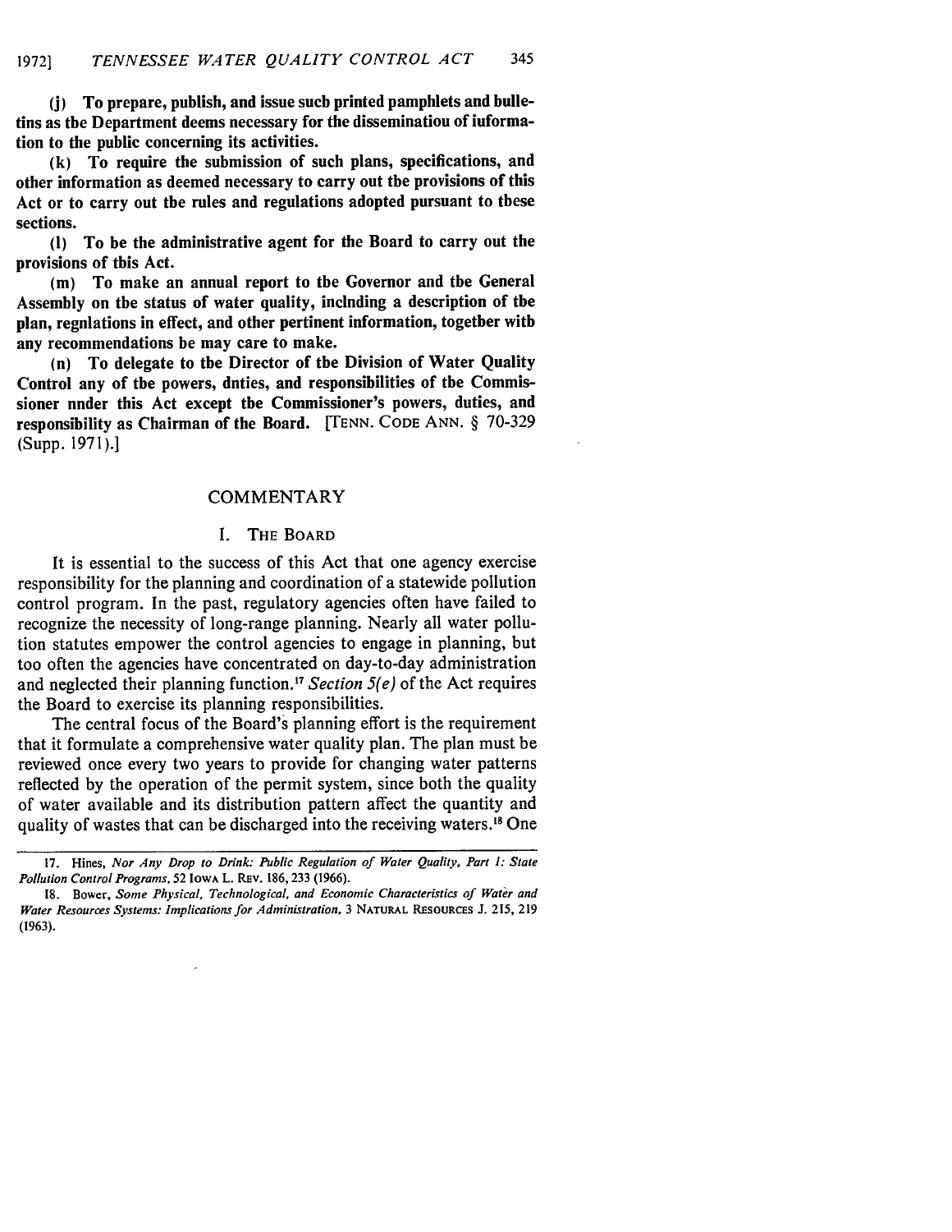**(j) To prepare, publish, and issue such printed pamphlets and bulletins as the Department deems necessary for the dissemination of information to the public concerning its activities.**

**(k) To require the submission of such plans, specifications, and other information as deemed necessary to carry out the provisions of this Act or to carry out the rules and regulations adopted pursuant to these sections.**

**(l) To be the administrative agent for the Board to carry out the provisions of this Act.**

**(m) To make an annual report to the Governor and the General Assembly on the status of water quality, including a description of the plan, regulations in effect, and other pertinent information, together with any recommendations he may care to make.**

**(n) To delegate to the Director of the Division of Water Quality Control any of the powers, duties, and responsibilities of the Commissioner under this Act except the Commissioner's powers, duties, and responsibility as Chairman of the Board.** [TENN. CODE ANN. § 70-329 (Supp. 1971).]

## COMMENTARY

### I. THE BOARD

It is essential to the success of this Act that one agency exercise responsibility for the planning and coordination of a statewide pollution control program. In the past, regulatory agencies often have failed to recognize the necessity of long-range planning. Nearly all water pollution statutes empower the control agencies to engage in planning, but too often the agencies have concentrated on day-to-day administration and neglected their planning function.[17] *Section 5(e)* of the Act requires the Board to exercise its planning responsibilities.

The central focus of the Board's planning effort is the requirement that it formulate a comprehensive water quality plan. The plan must be reviewed once every two years to provide for changing water patterns reflected by the operation of the permit system, since both the quality of water available and its distribution pattern affect the quantity and quality of wastes that can be discharged into the receiving waters.[18] One

---

17. Hines, *Nor Any Drop to Drink: Public Regulation of Water Quality, Part I: State Pollution Control Programs*, 52 IOWA L. REV. 186, 233 (1966).

18. Bower, *Some Physical, Technological, and Economic Characteristics of Water and Water Resources Systems: Implications for Administration*, 3 NATURAL RESOURCES J. 215, 219 (1963).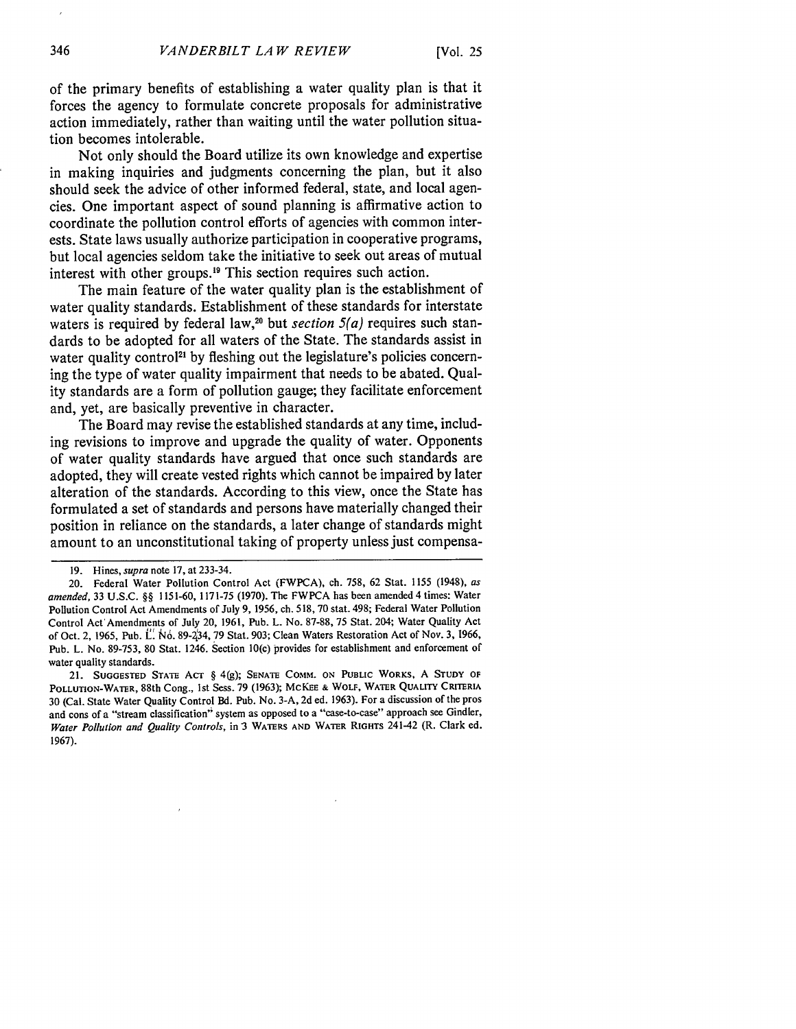of the primary benefits of establishing a water quality plan is that it forces the agency to formulate concrete proposals for administrative action immediately, rather than waiting until the water pollution situation becomes intolerable.

Not only should the Board utilize its own knowledge and expertise in making inquiries and judgments concerning the plan, but it also should seek the advice of other informed federal, state, and local agencies. One important aspect of sound planning is affirmative action to coordinate the pollution control efforts of agencies with common interests. State laws usually authorize participation in cooperative programs, but local agencies seldom take the initiative to seek out areas of mutual interest with other groups.[19] This section requires such action.

The main feature of the water quality plan is the establishment of water quality standards. Establishment of these standards for interstate waters is required by federal law,[20] but *section 5(a)* requires such standards to be adopted for all waters of the State. The standards assist in water quality control[21] by fleshing out the legislature's policies concerning the type of water quality impairment that needs to be abated. Quality standards are a form of pollution gauge; they facilitate enforcement and, yet, are basically preventive in character.

The Board may revise the established standards at any time, including revisions to improve and upgrade the quality of water. Opponents of water quality standards have argued that once such standards are adopted, they will create vested rights which cannot be impaired by later alteration of the standards. According to this view, once the State has formulated a set of standards and persons have materially changed their position in reliance on the standards, a later change of standards might amount to an unconstitutional taking of property unless just compensa-

19. Hines, *supra* note 17, at 233-34.

20. Federal Water Pollution Control Act (FWPCA), ch. 758, 62 Stat. 1155 (1948), *as amended*, 33 U.S.C. §§ 1151-60, 1171-75 (1970). The FWPCA has been amended 4 times: Water Pollution Control Act Amendments of July 9, 1956, ch. 518, 70 stat. 498; Federal Water Pollution Control Act Amendments of July 20, 1961, Pub. L. No. 87-88, 75 Stat. 204; Water Quality Act of Oct. 2, 1965, Pub. L. No. 89-234, 79 Stat. 903; Clean Waters Restoration Act of Nov. 3, 1966, Pub. L. No. 89-753, 80 Stat. 1246. Section 10(c) provides for establishment and enforcement of water quality standards.

21. SUGGESTED STATE ACT § 4(g); SENATE COMM. ON PUBLIC WORKS, A STUDY OF POLLUTION-WATER, 88th Cong., 1st Sess. 79 (1963); MCKEE & WOLF, WATER QUALITY CRITERIA 30 (Cal. State Water Quality Control Bd. Pub. No. 3-A, 2d ed. 1963). For a discussion of the pros and cons of a "stream classification" system as opposed to a "case-to-case" approach see Gindler, *Water Pollution and Quality Controls*, in 3 WATERS AND WATER RIGHTS 241-42 (R. Clark ed. 1967).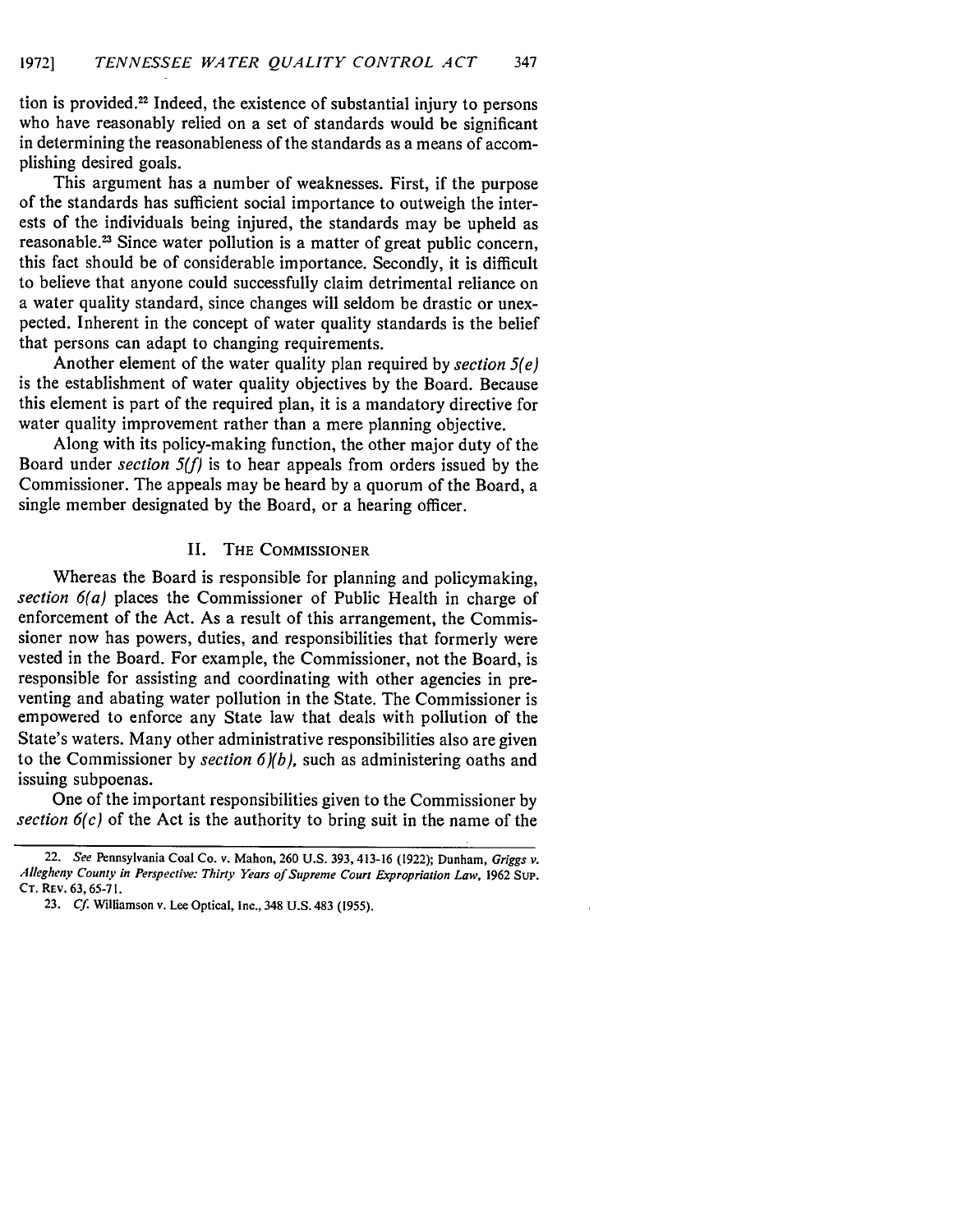tion is provided.[22] Indeed, the existence of substantial injury to persons who have reasonably relied on a set of standards would be significant in determining the reasonableness of the standards as a means of accomplishing desired goals.

This argument has a number of weaknesses. First, if the purpose of the standards has sufficient social importance to outweigh the interests of the individuals being injured, the standards may be upheld as reasonable.[23] Since water pollution is a matter of great public concern, this fact should be of considerable importance. Secondly, it is difficult to believe that anyone could successfully claim detrimental reliance on a water quality standard, since changes will seldom be drastic or unexpected. Inherent in the concept of water quality standards is the belief that persons can adapt to changing requirements.

Another element of the water quality plan required by *section 5(e)* is the establishment of water quality objectives by the Board. Because this element is part of the required plan, it is a mandatory directive for water quality improvement rather than a mere planning objective.

Along with its policy-making function, the other major duty of the Board under *section 5(f)* is to hear appeals from orders issued by the Commissioner. The appeals may be heard by a quorum of the Board, a single member designated by the Board, or a hearing officer.

## II. THE COMMISSIONER

Whereas the Board is responsible for planning and policymaking, *section 6(a)* places the Commissioner of Public Health in charge of enforcement of the Act. As a result of this arrangement, the Commissioner now has powers, duties, and responsibilities that formerly were vested in the Board. For example, the Commissioner, not the Board, is responsible for assisting and coordinating with other agencies in preventing and abating water pollution in the State. The Commissioner is empowered to enforce any State law that deals with pollution of the State's waters. Many other administrative responsibilities also are given to the Commissioner by *section 6)(b)*, such as administering oaths and issuing subpoenas.

One of the important responsibilities given to the Commissioner by *section 6(c)* of the Act is the authority to bring suit in the name of the

---

22. *See* Pennsylvania Coal Co. v. Mahon, 260 U.S. 393, 413-16 (1922); Dunham, *Griggs v. Allegheny County in Perspective: Thirty Years of Supreme Court Expropriation Law*, 1962 SUP. CT. REV. 63, 65-71.

23. *Cf.* Williamson v. Lee Optical, Inc., 348 U.S. 483 (1955).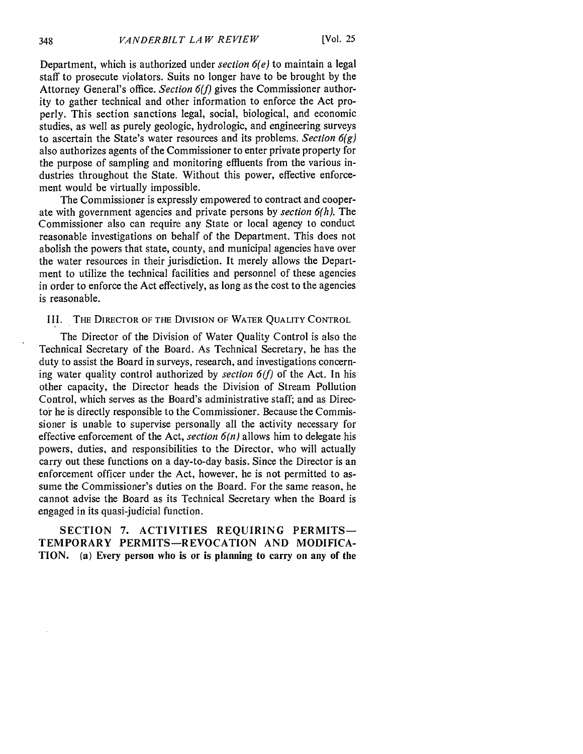Department, which is authorized under *section 6(e)* to maintain a legal staff to prosecute violators. Suits no longer have to be brought by the Attorney General's office. *Section 6(f)* gives the Commissioner authority to gather technical and other information to enforce the Act properly. This section sanctions legal, social, biological, and economic studies, as well as purely geologic, hydrologic, and engineering surveys to ascertain the State's water resources and its problems. *Section 6(g)* also authorizes agents of the Commissioner to enter private property for the purpose of sampling and monitoring effluents from the various industries throughout the State. Without this power, effective enforcement would be virtually impossible.

The Commissioner is expressly empowered to contract and cooperate with government agencies and private persons by *section 6(h)*. The Commissioner also can require any State or local agency to conduct reasonable investigations on behalf of the Department. This does not abolish the powers that state, county, and municipal agencies have over the water resources in their jurisdiction. It merely allows the Department to utilize the technical facilities and personnel of these agencies in order to enforce the Act effectively, as long as the cost to the agencies is reasonable.

## III. The Director of the Division of Water Quality Control

The Director of the Division of Water Quality Control is also the Technical Secretary of the Board. As Technical Secretary, he has the duty to assist the Board in surveys, research, and investigations concerning water quality control authorized by *section 6(f)* of the Act. In his other capacity, the Director heads the Division of Stream Pollution Control, which serves as the Board's administrative staff; and as Director he is directly responsible to the Commissioner. Because the Commissioner is unable to supervise personally all the activity necessary for effective enforcement of the Act, *section 6(n)* allows him to delegate his powers, duties, and responsibilities to the Director, who will actually carry out these functions on a day-to-day basis. Since the Director is an enforcement officer under the Act, however, he is not permitted to assume the Commissioner's duties on the Board. For the same reason, he cannot advise the Board as its Technical Secretary when the Board is engaged in its quasi-judicial function.

**SECTION 7. ACTIVITIES REQUIRING PERMITS—TEMPORARY PERMITS—REVOCATION AND MODIFICATION. (a) Every person who is or is planning to carry on any of the**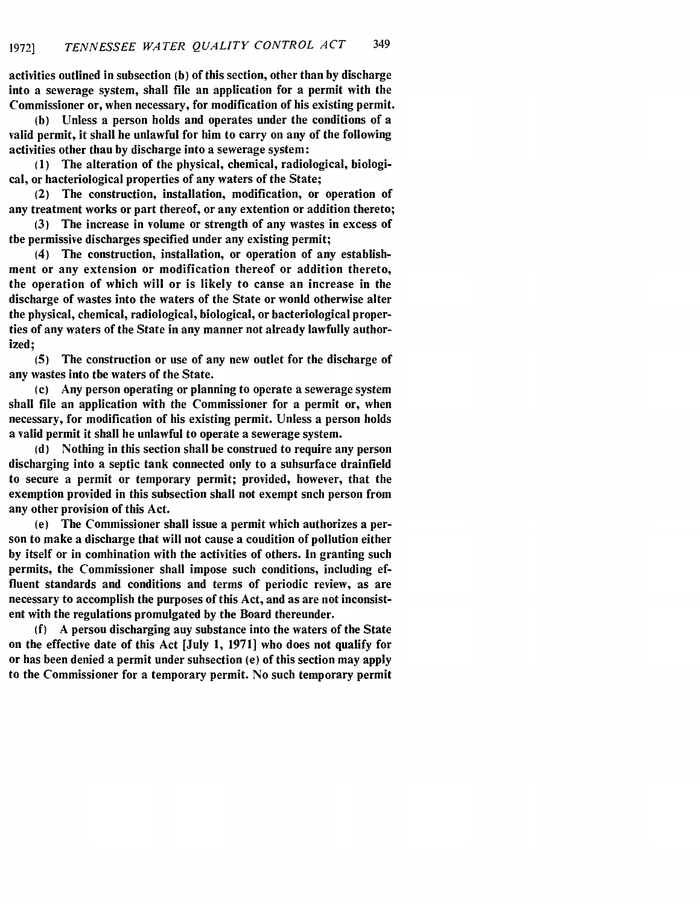activities outlined in subsection (b) of this section, other than by discharge into a sewerage system, shall file an application for a permit with the Commissioner or, when necessary, for modification of his existing permit.

(b) Unless a person holds and operates under the conditions of a valid permit, it shall he unlawful for him to carry on any of the following activities other thau by discharge into a sewerage system:

(1) The alteration of the physical, chemical, radiological, biological, or hacteriological properties of any waters of the State;

(2) The construction, installation, modification, or operation of any treatment works or part thereof, or any extention or addition thereto;

(3) The increase in volume or strength of any wastes in excess of tbe permissive discharges specified under any existing permit;

(4) The construction, installation, or operation of any establishment or any extension or modification thereof or addition thereto, the operation of which will or is likely to canse an increase in the discharge of wastes into the waters of the State or wonld otherwise alter the physical, chemical, radiological, biological, or bacteriological properties of any waters of the State in any manner not already lawfully authorized;

(5) The construction or use of any new outlet for the discharge of any wastes into tbe waters of the State.

(c) Any person operating or planning to operate a sewerage system shall file an application with the Commissioner for a permit or, when necessary, for modification of his existing permit. Unless a person holds a valid permit it shall he unlawful to operate a sewerage system.

(d) Nothing in this section shall be construed to require any person discharging into a septic tank connected only to a suhsurface drainfield to secure a permit or temporary permit; provided, however, that the exemption provided in this subsection shall not exempt snch person from any other provision of this Act.

(e) The Commissioner shall issue a permit which authorizes a person to make a discharge that will not cause a coudition of pollution either by itself or in comhination with the activities of others. In granting such permits, the Commissioner shall impose such conditions, including effluent standards and conditions and terms of periodic review, as are necessary to accomplish the purposes of this Act, and as are not inconsistent with the regulations promulgated by the Board thereunder.

(f) A persou discharging auy substance into the waters of the State on the effective date of this Act [July 1, 1971] who does not qualify for or has been denied a permit under suhsection (e) of this section may apply to the Commissioner for a temporary permit. No such temporary permit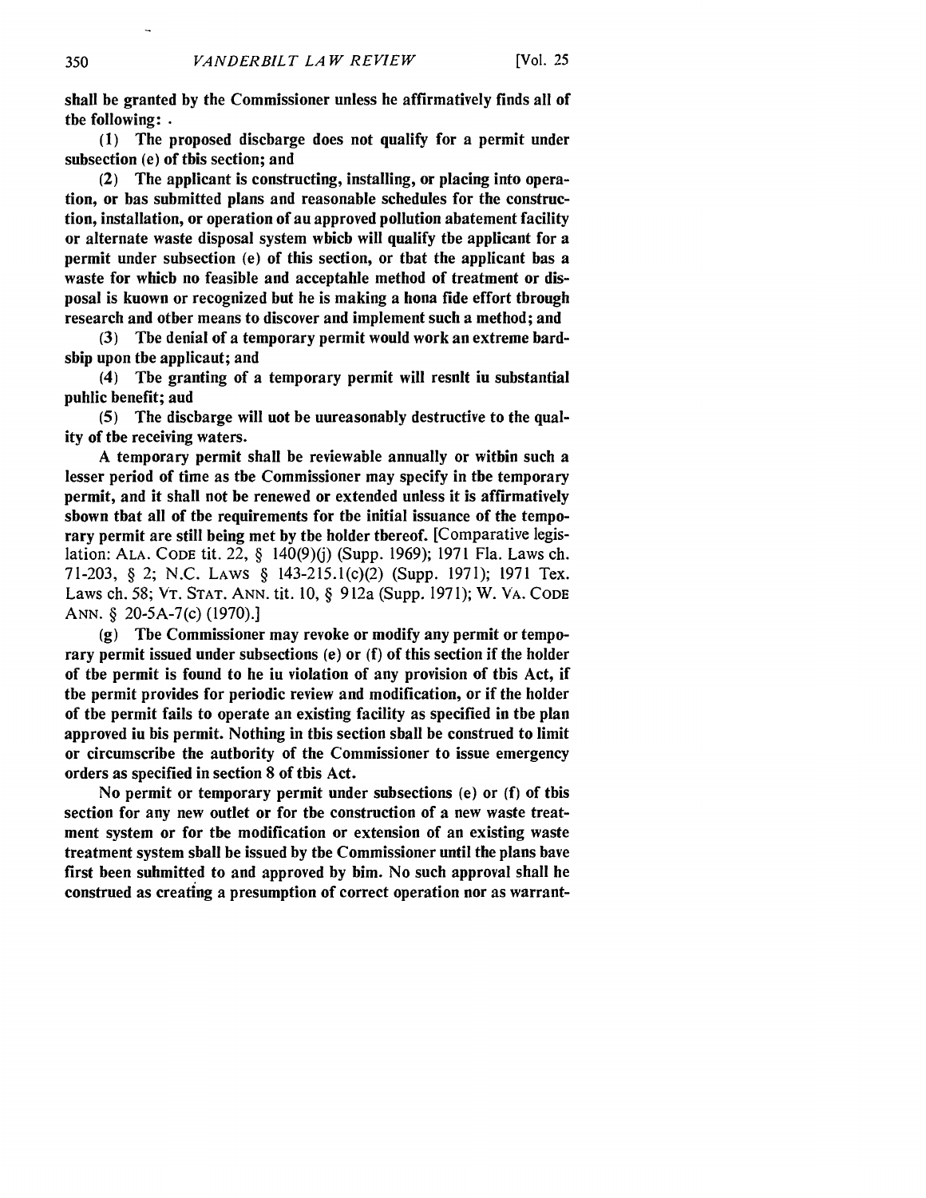**shall be granted by the Commissioner unless he affirmatively finds all of the following:**

**(1) The proposed discharge does not qualify for a permit under subsection (e) of this section; and**

**(2) The applicant is constructing, installing, or placing into operation, or has submitted plans and reasonable schedules for the construction, installation, or operation of an approved pollution abatement facility or alternate waste disposal system which will qualify the applicant for a permit under subsection (e) of this section, or that the applicant has a waste for which no feasible and acceptable method of treatment or disposal is known or recognized but he is making a bona fide effort through research and other means to discover and implement such a method; and**

**(3) The denial of a temporary permit would work an extreme hardship upon the applicant; and**

**(4) The granting of a temporary permit will result in substantial public benefit; and**

**(5) The discharge will not be unreasonably destructive to the quality of the receiving waters.**

**A temporary permit shall be reviewable annually or within such a lesser period of time as the Commissioner may specify in the temporary permit, and it shall not be renewed or extended unless it is affirmatively shown that all of the requirements for the initial issuance of the temporary permit are still being met by the holder thereof.** [Comparative legislation: ALA. CODE tit. 22, § 140(9)(j) (Supp. 1969); 1971 Fla. Laws ch. 71-203, § 2; N.C. LAWS § 143-215.1(c)(2) (Supp. 1971); 1971 Tex. Laws ch. 58; VT. STAT. ANN. tit. 10, § 912a (Supp. 1971); W. VA. CODE ANN. § 20-5A-7(c) (1970).]

**(g) The Commissioner may revoke or modify any permit or temporary permit issued under subsections (e) or (f) of this section if the holder of the permit is found to be in violation of any provision of this Act, if the permit provides for periodic review and modification, or if the holder of the permit fails to operate an existing facility as specified in the plan approved in his permit. Nothing in this section shall be construed to limit or circumscribe the authority of the Commissioner to issue emergency orders as specified in section 8 of this Act.**

**No permit or temporary permit under subsections (e) or (f) of this section for any new outlet or for the construction of a new waste treatment system or for the modification or extension of an existing waste treatment system shall be issued by the Commissioner until the plans have first been submitted to and approved by him. No such approval shall be construed as creating a presumption of correct operation nor as warrant-**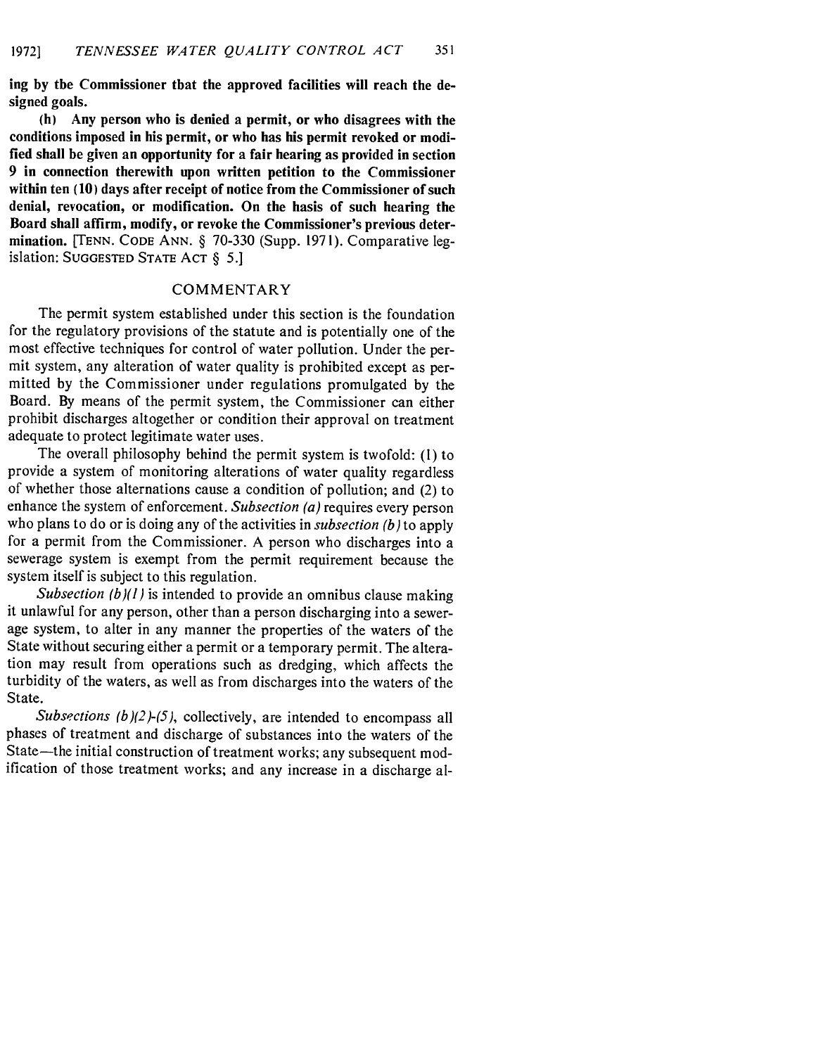**ing by the Commissioner that the approved facilities will reach the designed goals.**

**(h) Any person who is denied a permit, or who disagrees with the conditions imposed in his permit, or who has his permit revoked or modified shall be given an opportunity for a fair hearing as provided in section 9 in connection therewith upon written petition to the Commissioner within ten (10) days after receipt of notice from the Commissioner of such denial, revocation, or modification. On the hasis of such hearing the Board shall affirm, modify, or revoke the Commissioner's previous determination.** [TENN. CODE ANN. § 70-330 (Supp. 1971). Comparative legislation: SUGGESTED STATE ACT § 5.]

## COMMENTARY

The permit system established under this section is the foundation for the regulatory provisions of the statute and is potentially one of the most effective techniques for control of water pollution. Under the permit system, any alteration of water quality is prohibited except as permitted by the Commissioner under regulations promulgated by the Board. By means of the permit system, the Commissioner can either prohibit discharges altogether or condition their approval on treatment adequate to protect legitimate water uses.

The overall philosophy behind the permit system is twofold: (1) to provide a system of monitoring alterations of water quality regardless of whether those alternations cause a condition of pollution; and (2) to enhance the system of enforcement. *Subsection (a)* requires every person who plans to do or is doing any of the activities in *subsection (b)* to apply for a permit from the Commissioner. A person who discharges into a sewerage system is exempt from the permit requirement because the system itself is subject to this regulation.

*Subsection (b)(1)* is intended to provide an omnibus clause making it unlawful for any person, other than a person discharging into a sewerage system, to alter in any manner the properties of the waters of the State without securing either a permit or a temporary permit. The alteration may result from operations such as dredging, which affects the turbidity of the waters, as well as from discharges into the waters of the State.

*Subsections (b)(2)-(5)*, collectively, are intended to encompass all phases of treatment and discharge of substances into the waters of the State—the initial construction of treatment works; any subsequent modification of those treatment works; and any increase in a discharge al-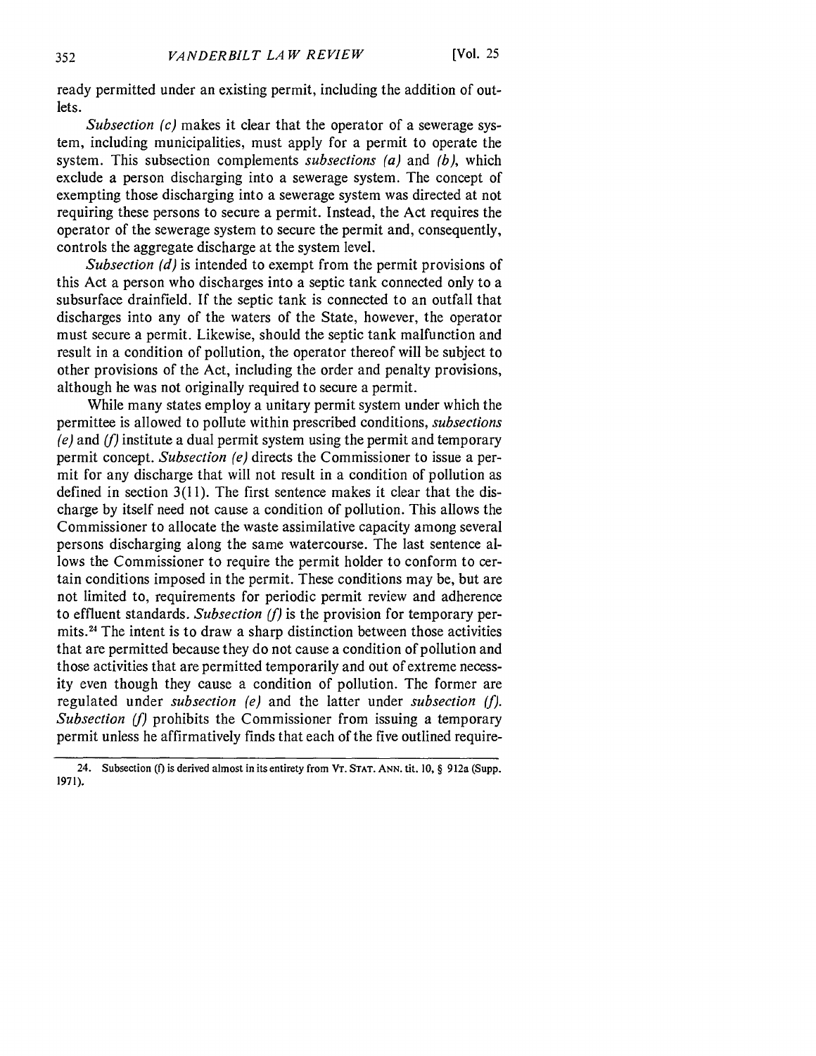ready permitted under an existing permit, including the addition of outlets.

*Subsection (c)* makes it clear that the operator of a sewerage system, including municipalities, must apply for a permit to operate the system. This subsection complements *subsections (a)* and *(b)*, which exclude a person discharging into a sewerage system. The concept of exempting those discharging into a sewerage system was directed at not requiring these persons to secure a permit. Instead, the Act requires the operator of the sewerage system to secure the permit and, consequently, controls the aggregate discharge at the system level.

*Subsection (d)* is intended to exempt from the permit provisions of this Act a person who discharges into a septic tank connected only to a subsurface drainfield. If the septic tank is connected to an outfall that discharges into any of the waters of the State, however, the operator must secure a permit. Likewise, should the septic tank malfunction and result in a condition of pollution, the operator thereof will be subject to other provisions of the Act, including the order and penalty provisions, although he was not originally required to secure a permit.

While many states employ a unitary permit system under which the permittee is allowed to pollute within prescribed conditions, *subsections (e)* and *(f)* institute a dual permit system using the permit and temporary permit concept. *Subsection (e)* directs the Commissioner to issue a permit for any discharge that will not result in a condition of pollution as defined in section 3(11). The first sentence makes it clear that the discharge by itself need not cause a condition of pollution. This allows the Commissioner to allocate the waste assimilative capacity among several persons discharging along the same watercourse. The last sentence allows the Commissioner to require the permit holder to conform to certain conditions imposed in the permit. These conditions may be, but are not limited to, requirements for periodic permit review and adherence to effluent standards. *Subsection (f)* is the provision for temporary permits.[24] The intent is to draw a sharp distinction between those activities that are permitted because they do not cause a condition of pollution and those activities that are permitted temporarily and out of extreme necessity even though they cause a condition of pollution. The former are regulated under *subsection (e)* and the latter under *subsection (f)*. *Subsection (f)* prohibits the Commissioner from issuing a temporary permit unless he affirmatively finds that each of the five outlined require-

24. Subsection (f) is derived almost in its entirety from VT. STAT. ANN. tit. 10, § 912a (Supp. 1971).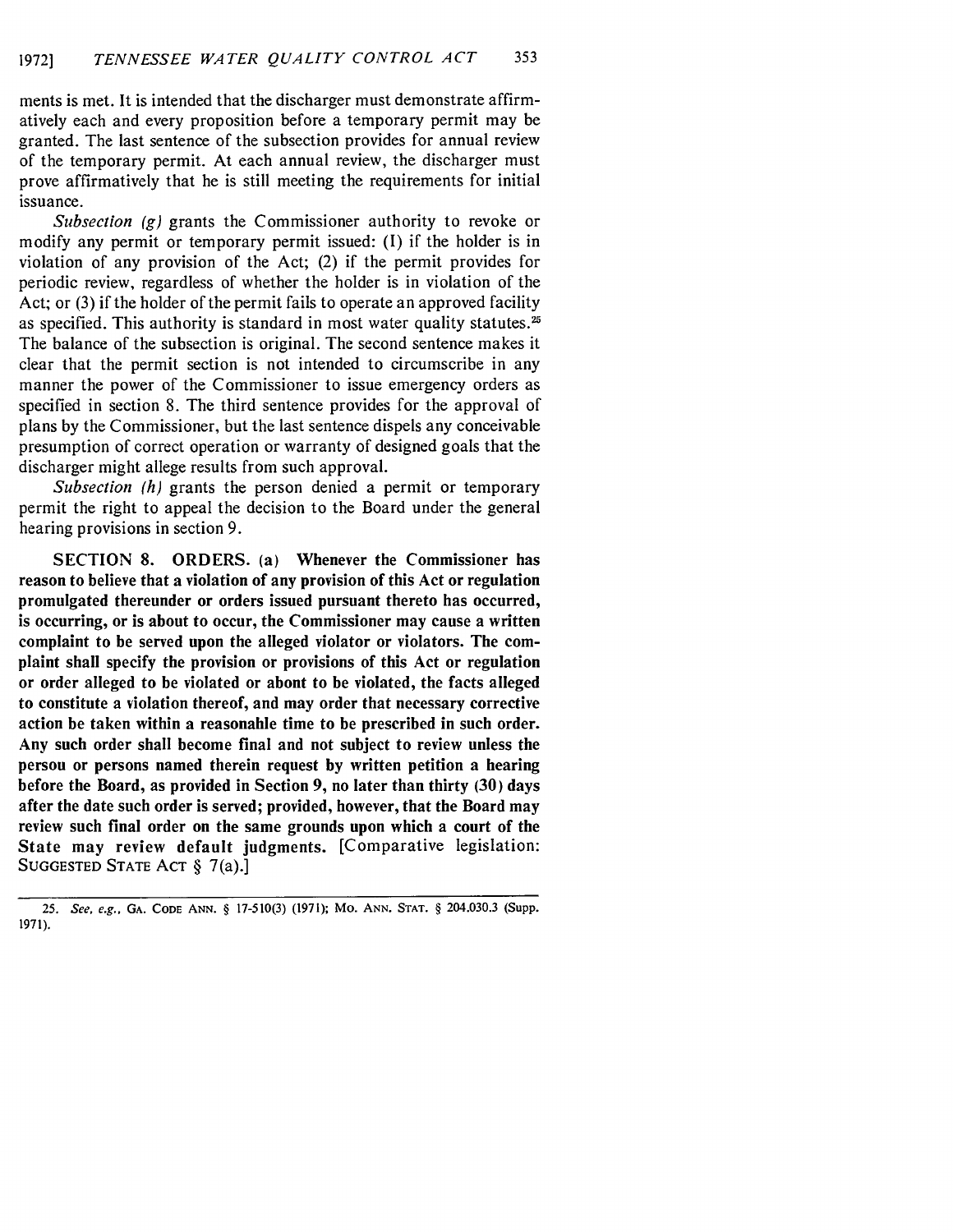ments is met. It is intended that the discharger must demonstrate affirmatively each and every proposition before a temporary permit may be granted. The last sentence of the subsection provides for annual review of the temporary permit. At each annual review, the discharger must prove affirmatively that he is still meeting the requirements for initial issuance.

*Subsection (g)* grants the Commissioner authority to revoke or modify any permit or temporary permit issued: (1) if the holder is in violation of any provision of the Act; (2) if the permit provides for periodic review, regardless of whether the holder is in violation of the Act; or (3) if the holder of the permit fails to operate an approved facility as specified. This authority is standard in most water quality statutes.[25] The balance of the subsection is original. The second sentence makes it clear that the permit section is not intended to circumscribe in any manner the power of the Commissioner to issue emergency orders as specified in section 8. The third sentence provides for the approval of plans by the Commissioner, but the last sentence dispels any conceivable presumption of correct operation or warranty of designed goals that the discharger might allege results from such approval.

*Subsection (h)* grants the person denied a permit or temporary permit the right to appeal the decision to the Board under the general hearing provisions in section 9.

**SECTION 8. ORDERS. (a) Whenever the Commissioner has reason to believe that a violation of any provision of this Act or regulation promulgated thereunder or orders issued pursuant thereto has occurred, is occurring, or is about to occur, the Commissioner may cause a written complaint to be served upon the alleged violator or violators. The complaint shall specify the provision or provisions of this Act or regulation or order alleged to be violated or abont to be violated, the facts alleged to constitute a violation thereof, and may order that necessary corrective action be taken within a reasonahle time to be prescribed in such order. Any such order shall become final and not subject to review unless the persou or persons named therein request by written petition a hearing before the Board, as provided in Section 9, no later than thirty (30) days after the date such order is served; provided, however, that the Board may review such final order on the same grounds upon which a court of the State may review default judgments.** [Comparative legislation: SUGGESTED STATE ACT § 7(a).]

---

25. *See, e.g.*, GA. CODE ANN. § 17-510(3) (1971); MO. ANN. STAT. § 204.030.3 (Supp. 1971).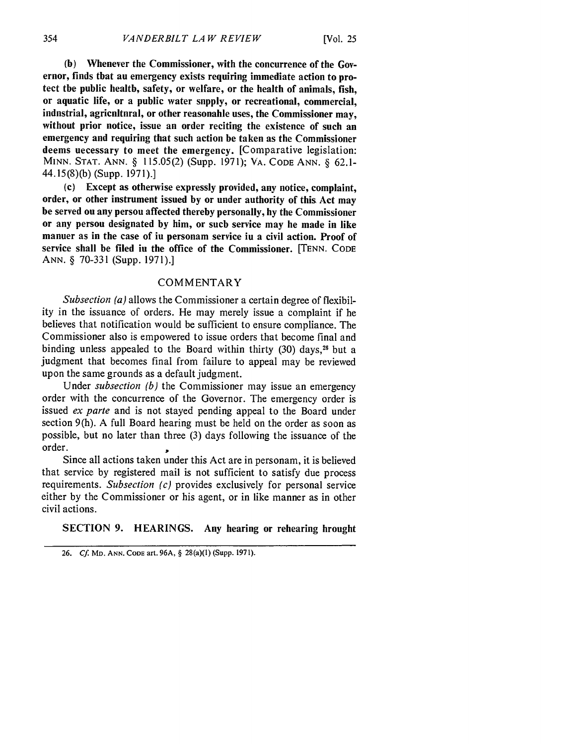**(b) Whenever the Commissioner, with the concurrence of the Governor, finds tbat au emergency exists requiring immediate action to protect tbe public healtb, safety, or welfare, or the health of animals, fish, or aquatic life, or a public water snpply, or recreational, commercial, indnstrial, agricnltnral, or other reasonahle uses, the Commissioner may, without prior notice, issue an order reciting the existence of such an emergency and requiring that such action be taken as the Commissioner deems uecessary to meet the emergency.** [Comparative legislation: MINN. STAT. ANN. § 115.05(2) (Supp. 1971); VA. CODE ANN. § 62.1-44.15(8)(b) (Supp. 1971).]

**(c) Except as otherwise expressly provided, any notice, complaint, order, or other instrument issued by or under authority of this Act may be served ou any persou affected thereby personally, hy the Commissioner or any persou designated by him, or sucb service may he made in like manuer as in the case of iu personam service iu a civil action. Proof of service shall be filed iu the office of the Commissioner.** [TENN. CODE ANN. § 70-331 (Supp. 1971).]

## COMMENTARY

*Subsection (a)* allows the Commissioner a certain degree of flexibility in the issuance of orders. He may merely issue a complaint if he believes that notification would be sufficient to ensure compliance. The Commissioner also is empowered to issue orders that become final and binding unless appealed to the Board within thirty (30) days,[26] but a judgment that becomes final from failure to appeal may be reviewed upon the same grounds as a default judgment.

Under *subsection (b)* the Commissioner may issue an emergency order with the concurrence of the Governor. The emergency order is issued *ex parte* and is not stayed pending appeal to the Board under section 9(h). A full Board hearing must be held on the order as soon as possible, but no later than three (3) days following the issuance of the order.

Since all actions taken under this Act are in personam, it is believed that service by registered mail is not sufficient to satisfy due process requirements. *Subsection (c)* provides exclusively for personal service either by the Commissioner or his agent, or in like manner as in other civil actions.

**SECTION 9. HEARINGS. Any hearing or rehearing hrought**

---

26. *Cf.* MD. ANN. CODE art. 96A, § 28(a)(1) (Supp. 1971).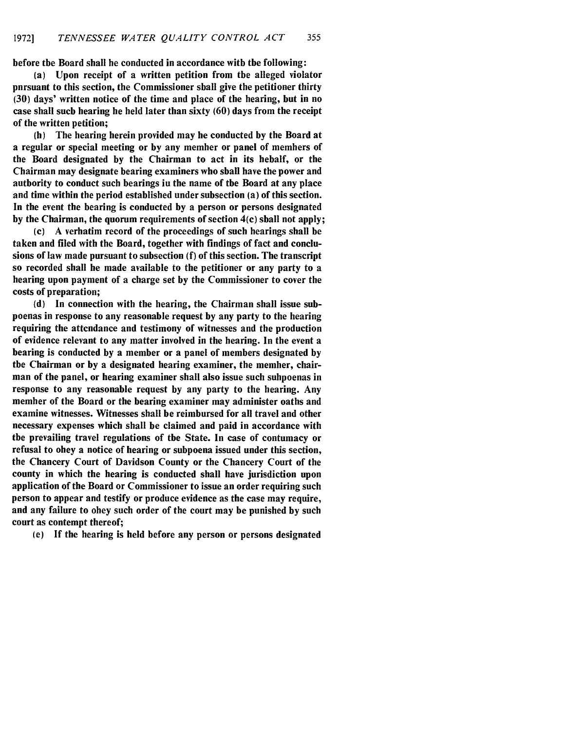before the Board shall be conducted in accordance with the following:

(a) Upon receipt of a written petition from the alleged violator pursuant to this section, the Commissioner shall give the petitioner thirty (30) days' written notice of the time and place of the hearing, but in no case shall such hearing be held later than sixty (60) days from the receipt of the written petition;

(b) The hearing herein provided may be conducted by the Board at a regular or special meeting or by any member or panel of members of the Board designated by the Chairman to act in its behalf, or the Chairman may designate hearing examiners who shall have the power and authority to conduct such hearings in the name of the Board at any place and time within the period established under subsection (a) of this section. In the event the hearing is conducted by a person or persons designated by the Chairman, the quorum requirements of section 4(c) shall not apply;

(c) A verbatim record of the proceedings of such hearings shall be taken and filed with the Board, together with findings of fact and conclusions of law made pursuant to subsection (f) of this section. The transcript so recorded shall be made available to the petitioner or any party to a hearing upon payment of a charge set by the Commissioner to cover the costs of preparation;

(d) In connection with the hearing, the Chairman shall issue subpoenas in response to any reasonable request by any party to the hearing requiring the attendance and testimony of witnesses and the production of evidence relevant to any matter involved in the hearing. In the event a hearing is conducted by a member or a panel of members designated by the Chairman or by a designated hearing examiner, the member, chairman of the panel, or hearing examiner shall also issue such subpoenas in response to any reasonable request by any party to the hearing. Any member of the Board or the hearing examiner may administer oaths and examine witnesses. Witnesses shall be reimbursed for all travel and other necessary expenses which shall be claimed and paid in accordance with the prevailing travel regulations of the State. In case of contumacy or refusal to obey a notice of hearing or subpoena issued under this section, the Chancery Court of Davidson County or the Chancery Court of the county in which the hearing is conducted shall have jurisdiction upon application of the Board or Commissioner to issue an order requiring such person to appear and testify or produce evidence as the case may require, and any failure to obey such order of the court may be punished by such court as contempt thereof;

(e) If the hearing is held before any person or persons designated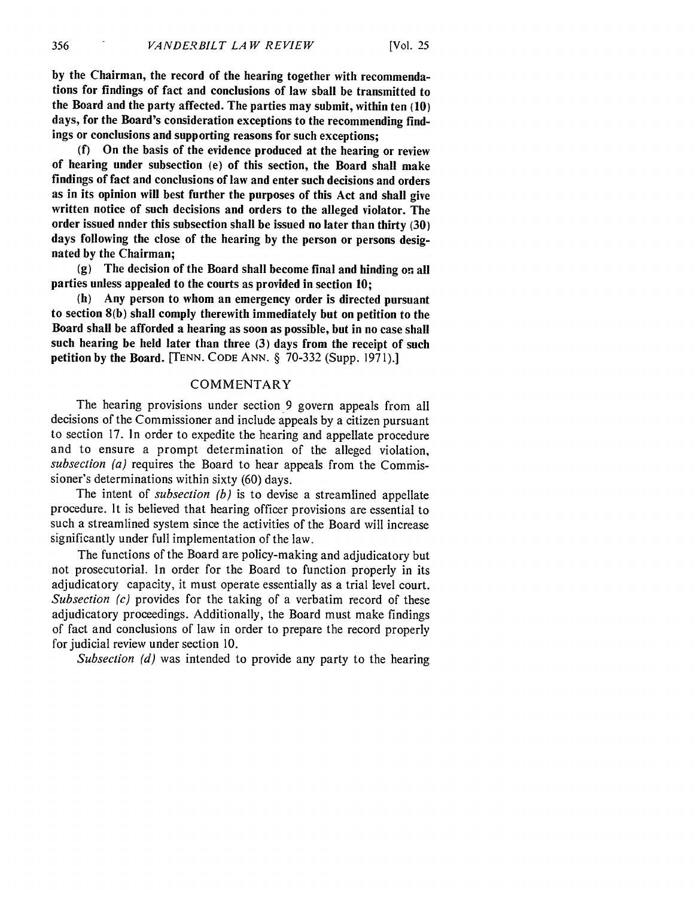**by the Chairman, the record of the hearing together with recommendations for findings of fact and conclusions of law sball be transmitted to the Board and the party affected. The parties may submit, within ten (10) days, for the Board's consideration exceptions to the recommending findings or conclusions and supporting reasons for such exceptions;**

**(f) On the basis of the evidence produced at the hearing or review of hearing under subsection (e) of this section, the Board shall make findings of fact and conclusions of law and enter such decisions and orders as in its opinion will best further the purposes of this Act and shall give written notice of such decisions and orders to the alleged violator. The order issued nnder this subsection shall be issued no later than thirty (30) days following the close of the hearing by the person or persons designated by the Chairman;**

**(g) The decision of the Board shall become final and hinding on all parties unless appealed to the courts as provided in section 10;**

**(h) Any person to whom an emergency order is directed pursuant to section 8(b) shall comply therewith immediately but on petition to the Board shall be afforded a hearing as soon as possible, but in no case shall such hearing be held later than three (3) days from the receipt of such petition by the Board.** [TENN. CODE ANN. § 70-332 (Supp. 1971).]

## COMMENTARY

The hearing provisions under section 9 govern appeals from all decisions of the Commissioner and include appeals by a citizen pursuant to section 17. In order to expedite the hearing and appellate procedure and to ensure a prompt determination of the alleged violation, *subsection (a)* requires the Board to hear appeals from the Commissioner's determinations within sixty (60) days.

The intent of *subsection (b)* is to devise a streamlined appellate procedure. It is believed that hearing officer provisions are essential to such a streamlined system since the activities of the Board will increase significantly under full implementation of the law.

The functions of the Board are policy-making and adjudicatory but not prosecutorial. In order for the Board to function properly in its adjudicatory capacity, it must operate essentially as a trial level court. *Subsection (c)* provides for the taking of a verbatim record of these adjudicatory proceedings. Additionally, the Board must make findings of fact and conclusions of law in order to prepare the record properly for judicial review under section 10.

*Subsection (d)* was intended to provide any party to the hearing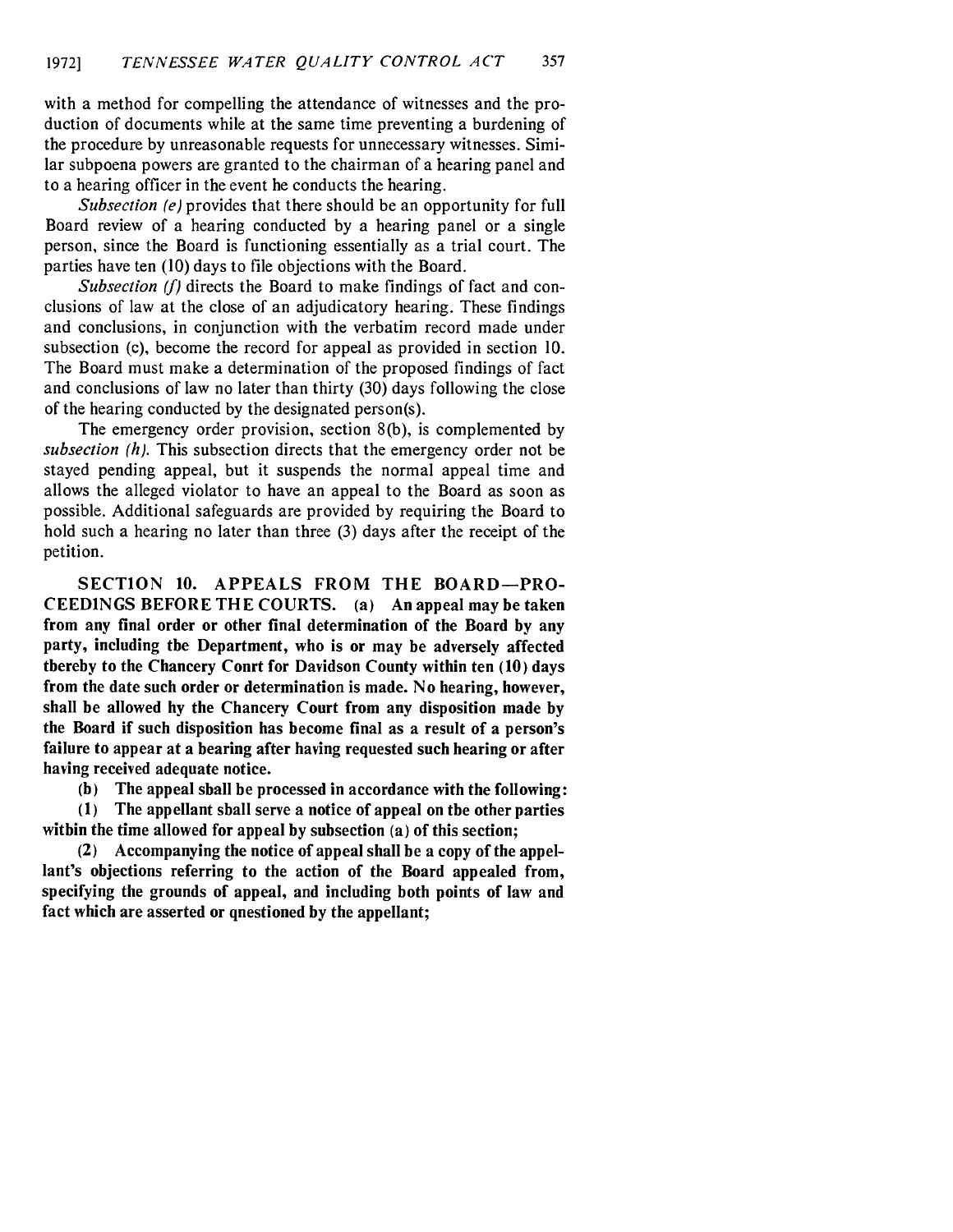with a method for compelling the attendance of witnesses and the production of documents while at the same time preventing a burdening of the procedure by unreasonable requests for unnecessary witnesses. Similar subpoena powers are granted to the chairman of a hearing panel and to a hearing officer in the event he conducts the hearing.

*Subsection (e)* provides that there should be an opportunity for full Board review of a hearing conducted by a hearing panel or a single person, since the Board is functioning essentially as a trial court. The parties have ten (10) days to file objections with the Board.

*Subsection (f)* directs the Board to make findings of fact and conclusions of law at the close of an adjudicatory hearing. These findings and conclusions, in conjunction with the verbatim record made under subsection (c), become the record for appeal as provided in section 10. The Board must make a determination of the proposed findings of fact and conclusions of law no later than thirty (30) days following the close of the hearing conducted by the designated person(s).

The emergency order provision, section 8(b), is complemented by *subsection (h)*. This subsection directs that the emergency order not be stayed pending appeal, but it suspends the normal appeal time and allows the alleged violator to have an appeal to the Board as soon as possible. Additional safeguards are provided by requiring the Board to hold such a hearing no later than three (3) days after the receipt of the petition.

**SECTION 10. APPEALS FROM THE BOARD—PROCEEDINGS BEFORE THE COURTS. (a) An appeal may be taken from any final order or other final determination of the Board by any party, including the Department, who is or may be adversely affected thereby to the Chancery Court for Davidson County within ten (10) days from the date such order or determination is made. No hearing, however, shall be allowed by the Chancery Court from any disposition made by the Board if such disposition has become final as a result of a person's failure to appear at a hearing after having requested such hearing or after having received adequate notice.**

**(b) The appeal shall be processed in accordance with the following:**

**(1) The appellant shall serve a notice of appeal on the other parties within the time allowed for appeal by subsection (a) of this section;**

**(2) Accompanying the notice of appeal shall be a copy of the appellant's objections referring to the action of the Board appealed from, specifying the grounds of appeal, and including both points of law and fact which are asserted or questioned by the appellant;**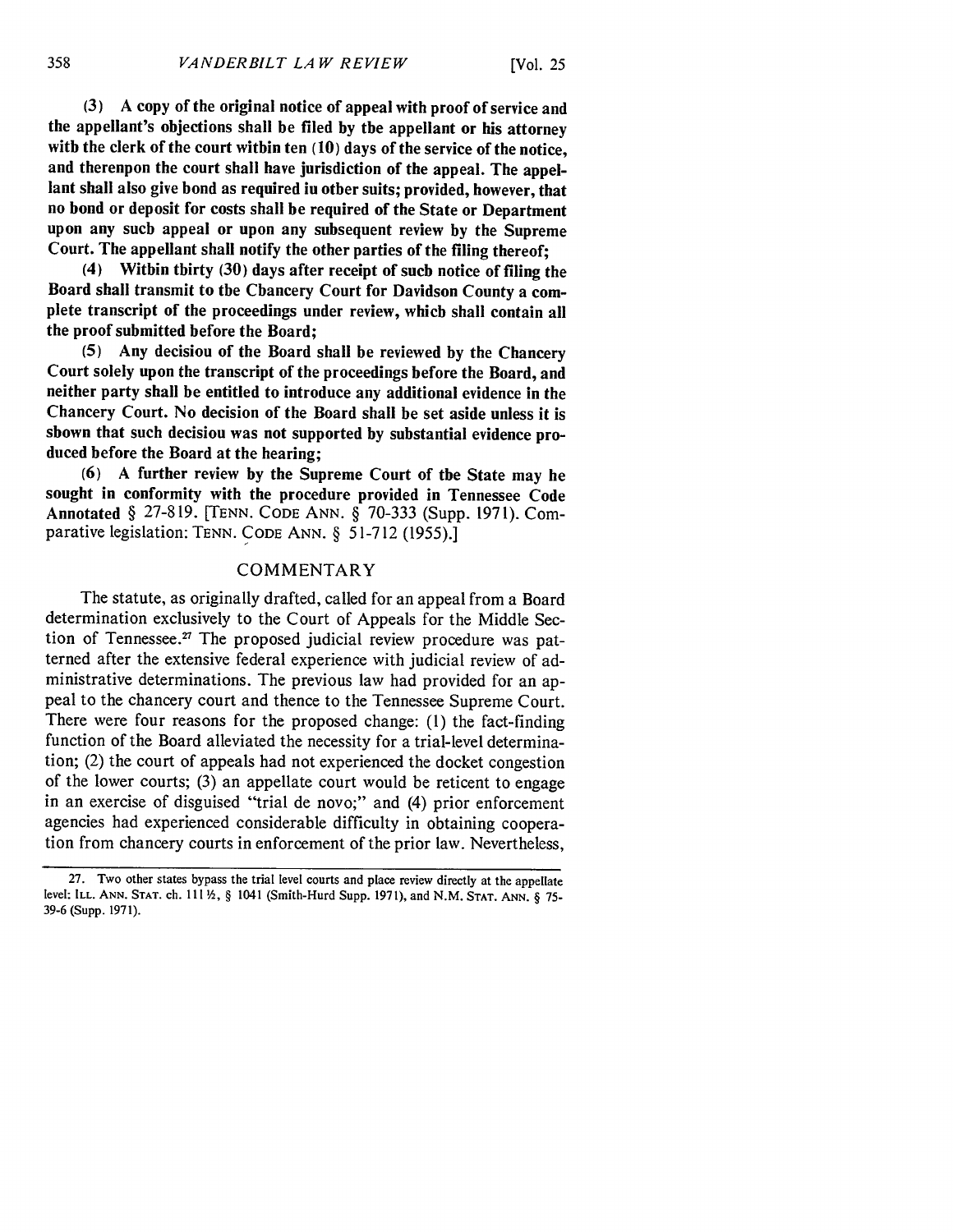**(3) A copy of the original notice of appeal with proof of service and the appellant's objections shall be filed by the appellant or his attorney with the clerk of the court within ten (10) days of the service of the notice, and thereupon the court shall have jurisdiction of the appeal. The appellant shall also give bond as required in other suits; provided, however, that no bond or deposit for costs shall be required of the State or Department upon any such appeal or upon any subsequent review by the Supreme Court. The appellant shall notify the other parties of the filing thereof;**

**(4) Within thirty (30) days after receipt of such notice of filing the Board shall transmit to the Chancery Court for Davidson County a complete transcript of the proceedings under review, which shall contain all the proof submitted before the Board;**

**(5) Any decision of the Board shall be reviewed by the Chancery Court solely upon the transcript of the proceedings before the Board, and neither party shall be entitled to introduce any additional evidence in the Chancery Court. No decision of the Board shall be set aside unless it is shown that such decision was not supported by substantial evidence produced before the Board at the hearing;**

**(6) A further review by the Supreme Court of the State may be sought in conformity with the procedure provided in Tennessee Code Annotated § 27-819. [TENN. CODE ANN. § 70-333 (Supp. 1971). Comparative legislation: TENN. CODE ANN. § 51-712 (1955).]**

## COMMENTARY

The statute, as originally drafted, called for an appeal from a Board determination exclusively to the Court of Appeals for the Middle Section of Tennessee.[27] The proposed judicial review procedure was patterned after the extensive federal experience with judicial review of administrative determinations. The previous law had provided for an appeal to the chancery court and thence to the Tennessee Supreme Court. There were four reasons for the proposed change: (1) the fact-finding function of the Board alleviated the necessity for a trial-level determination; (2) the court of appeals had not experienced the docket congestion of the lower courts; (3) an appellate court would be reticent to engage in an exercise of disguised "trial de novo;" and (4) prior enforcement agencies had experienced considerable difficulty in obtaining cooperation from chancery courts in enforcement of the prior law. Nevertheless,

---

27. Two other states bypass the trial level courts and place review directly at the appellate level: ILL. ANN. STAT. ch. 111½, § 1041 (Smith-Hurd Supp. 1971), and N.M. STAT. ANN. § 75-39-6 (Supp. 1971).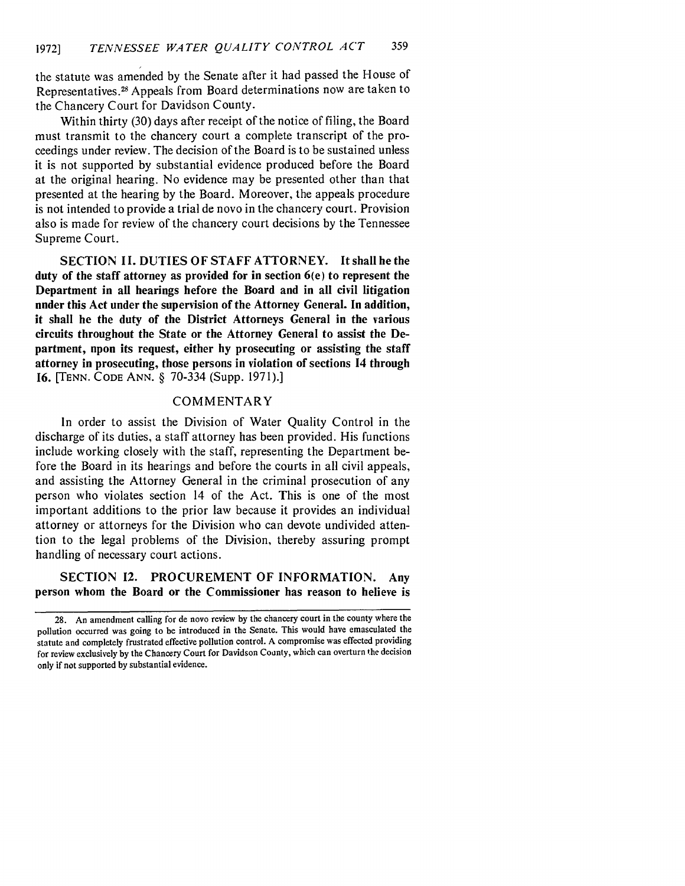the statute was amended by the Senate after it had passed the House of Representatives.[28] Appeals from Board determinations now are taken to the Chancery Court for Davidson County.

Within thirty (30) days after receipt of the notice of filing, the Board must transmit to the chancery court a complete transcript of the proceedings under review. The decision of the Board is to be sustained unless it is not supported by substantial evidence produced before the Board at the original hearing. No evidence may be presented other than that presented at the hearing by the Board. Moreover, the appeals procedure is not intended to provide a trial de novo in the chancery court. Provision also is made for review of the chancery court decisions by the Tennessee Supreme Court.

**SECTION 11. DUTIES OF STAFF ATTORNEY. It shall be the duty of the staff attorney as provided for in section 6(e) to represent the Department in all hearings before the Board and in all civil litigation under this Act under the supervision of the Attorney General. In addition, it shall be the duty of the District Attorneys General in the various circuits throughout the State or the Attorney General to assist the Department, upon its request, either by prosecuting or assisting the staff attorney in prosecuting, those persons in violation of sections 14 through 16.** [TENN. CODE ANN. § 70-334 (Supp. 1971).]

## COMMENTARY

In order to assist the Division of Water Quality Control in the discharge of its duties, a staff attorney has been provided. His functions include working closely with the staff, representing the Department before the Board in its hearings and before the courts in all civil appeals, and assisting the Attorney General in the criminal prosecution of any person who violates section 14 of the Act. This is one of the most important additions to the prior law because it provides an individual attorney or attorneys for the Division who can devote undivided attention to the legal problems of the Division, thereby assuring prompt handling of necessary court actions.

**SECTION 12. PROCUREMENT OF INFORMATION. Any person whom the Board or the Commissioner has reason to believe is**

---

28. An amendment calling for de novo review by the chancery court in the county where the pollution occurred was going to be introduced in the Senate. This would have emasculated the statute and completely frustrated effective pollution control. A compromise was effected providing for review exclusively by the Chancery Court for Davidson County, which can overturn the decision only if not supported by substantial evidence.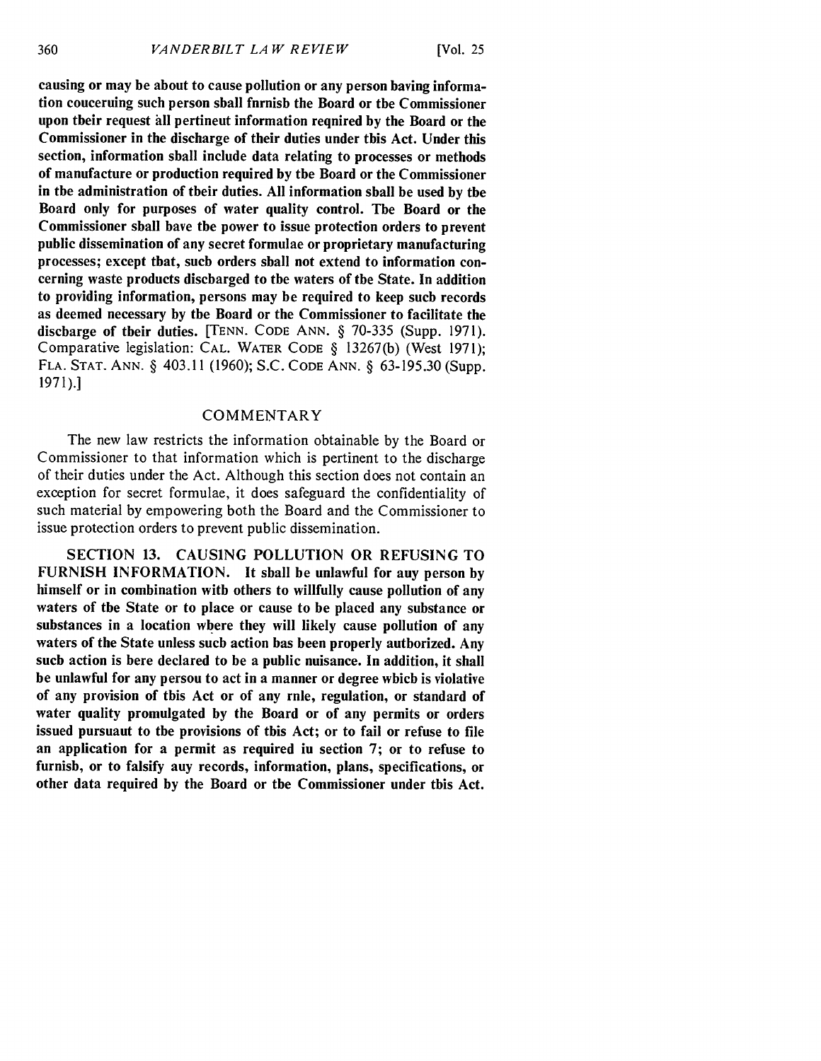**causing or may be about to cause pollution or any person baving information couceruing such person sball fnrnisb the Board or tbe Commissioner upon tbeir request all pertineut information reqnired by the Board or the Commissioner in the discharge of their duties under tbis Act. Under this section, information sball include data relating to processes or methods of manufacture or production required by tbe Board or the Commissioner in tbe administration of tbeir duties. All information sball be used by tbe Board only for purposes of water quality control. Tbe Board or the Commissioner sball bave tbe power to issue protection orders to prevent public dissemination of any secret formulae or proprietary manufacturing processes; except tbat, sucb orders sball not extend to information concerning waste products discbarged to tbe waters of tbe State. In addition to providing information, persons may be required to keep sucb records as deemed necessary by tbe Board or the Commissioner to facilitate the discbarge of tbeir duties.** [TENN. CODE ANN. § 70-335 (Supp. 1971). Comparative legislation: CAL. WATER CODE § 13267(b) (West 1971); FLA. STAT. ANN. § 403.11 (1960); S.C. CODE ANN. § 63-195.30 (Supp. 1971).]

## COMMENTARY

The new law restricts the information obtainable by the Board or Commissioner to that information which is pertinent to the discharge of their duties under the Act. Although this section does not contain an exception for secret formulae, it does safeguard the confidentiality of such material by empowering both the Board and the Commissioner to issue protection orders to prevent public dissemination.

**SECTION 13. CAUSING POLLUTION OR REFUSING TO FURNISH INFORMATION. It sball be unlawful for auy person by himself or in combination witb others to willfully cause pollution of any waters of tbe State or to place or cause to be placed any substance or substances in a location wbere they will likely cause pollution of any waters of the State unless sucb action bas been properly autborized. Any sucb action is bere declared to be a public nuisance. In addition, it shall be unlawful for any persou to act in a manner or degree wbicb is violative of any provision of tbis Act or of any rnle, regulation, or standard of water quality promulgated by the Board or of any permits or orders issued pursuaut to tbe provisions of tbis Act; or to fail or refuse to file an application for a permit as required iu section 7; or to refuse to furnisb, or to falsify auy records, information, plans, specifications, or other data required by the Board or tbe Commissioner under tbis Act.**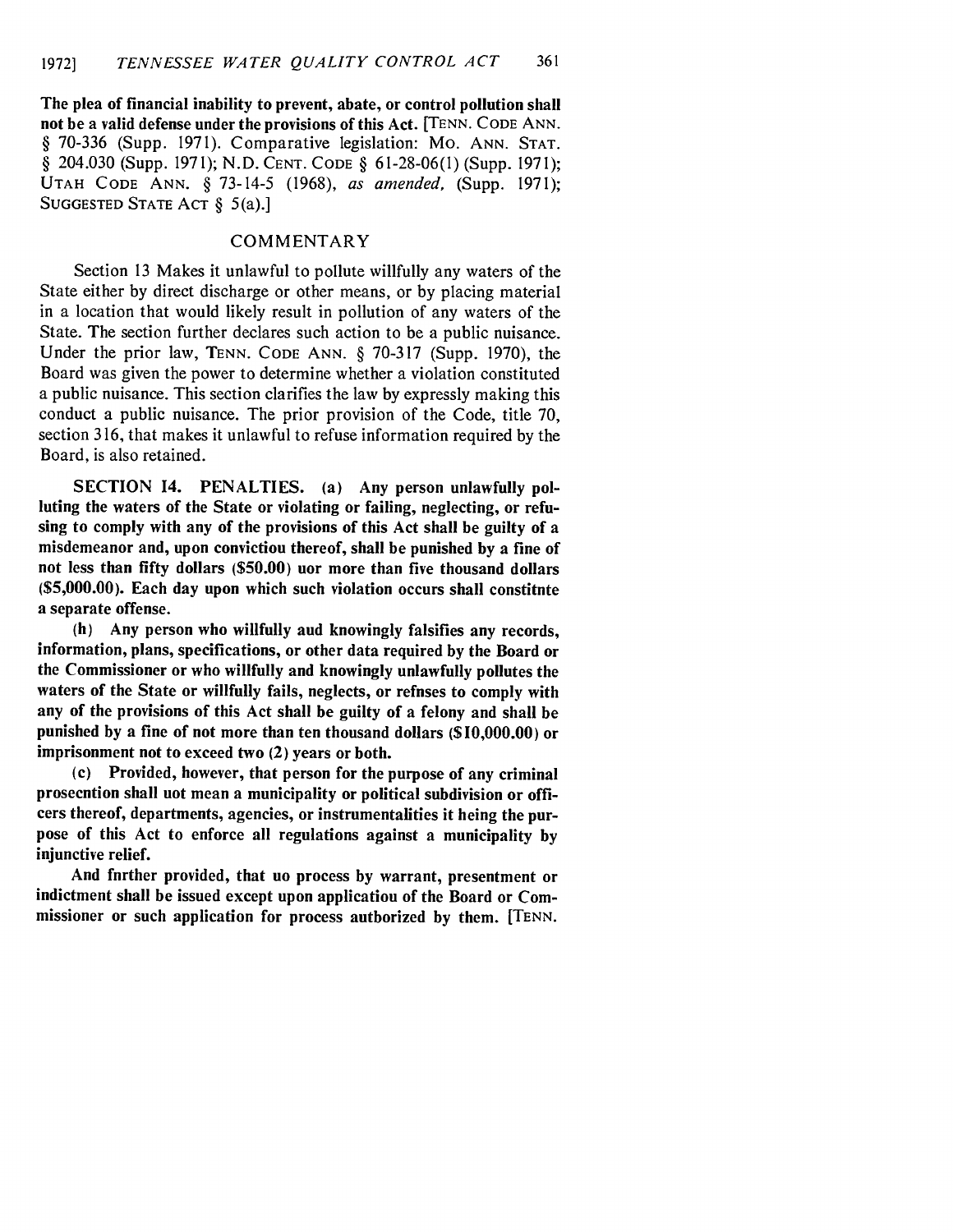**The plea of financial inability to prevent, abate, or control pollution shall not be a valid defense under the provisions of this Act.** [TENN. CODE ANN. § 70-336 (Supp. 1971). Comparative legislation: MO. ANN. STAT. § 204.030 (Supp. 1971); N.D. CENT. CODE § 61-28-06(1) (Supp. 1971); UTAH CODE ANN. § 73-14-5 (1968), *as amended,* (Supp. 1971); SUGGESTED STATE ACT § 5(a).]

## COMMENTARY

Section 13 Makes it unlawful to pollute willfully any waters of the State either by direct discharge or other means, or by placing material in a location that would likely result in pollution of any waters of the State. The section further declares such action to be a public nuisance. Under the prior law, TENN. CODE ANN. § 70-317 (Supp. 1970), the Board was given the power to determine whether a violation constituted a public nuisance. This section clarifies the law by expressly making this conduct a public nuisance. The prior provision of the Code, title 70, section 316, that makes it unlawful to refuse information required by the Board, is also retained.

**SECTION 14. PENALTIES. (a) Any person unlawfully polluting the waters of the State or violating or failing, neglecting, or refusing to comply with any of the provisions of this Act shall be guilty of a misdemeanor and, upon conviction thereof, shall be punished by a fine of not less than fifty dollars ($50.00) nor more than five thousand dollars ($5,000.00). Each day upon which such violation occurs shall constitute a separate offense.**

**(b) Any person who willfully and knowingly falsifies any records, information, plans, specifications, or other data required by the Board or the Commissioner or who willfully and knowingly unlawfully pollutes the waters of the State or willfully fails, neglects, or refuses to comply with any of the provisions of this Act shall be guilty of a felony and shall be punished by a fine of not more than ten thousand dollars ($10,000.00) or imprisonment not to exceed two (2) years or both.**

**(c) Provided, however, that person for the purpose of any criminal prosecution shall not mean a municipality or political subdivision or officers thereof, departments, agencies, or instrumentalities it being the purpose of this Act to enforce all regulations against a municipality by injunctive relief.**

**And further provided, that no process by warrant, presentment or indictment shall be issued except upon application of the Board or Commissioner or such application for process authorized by them.** [TENN.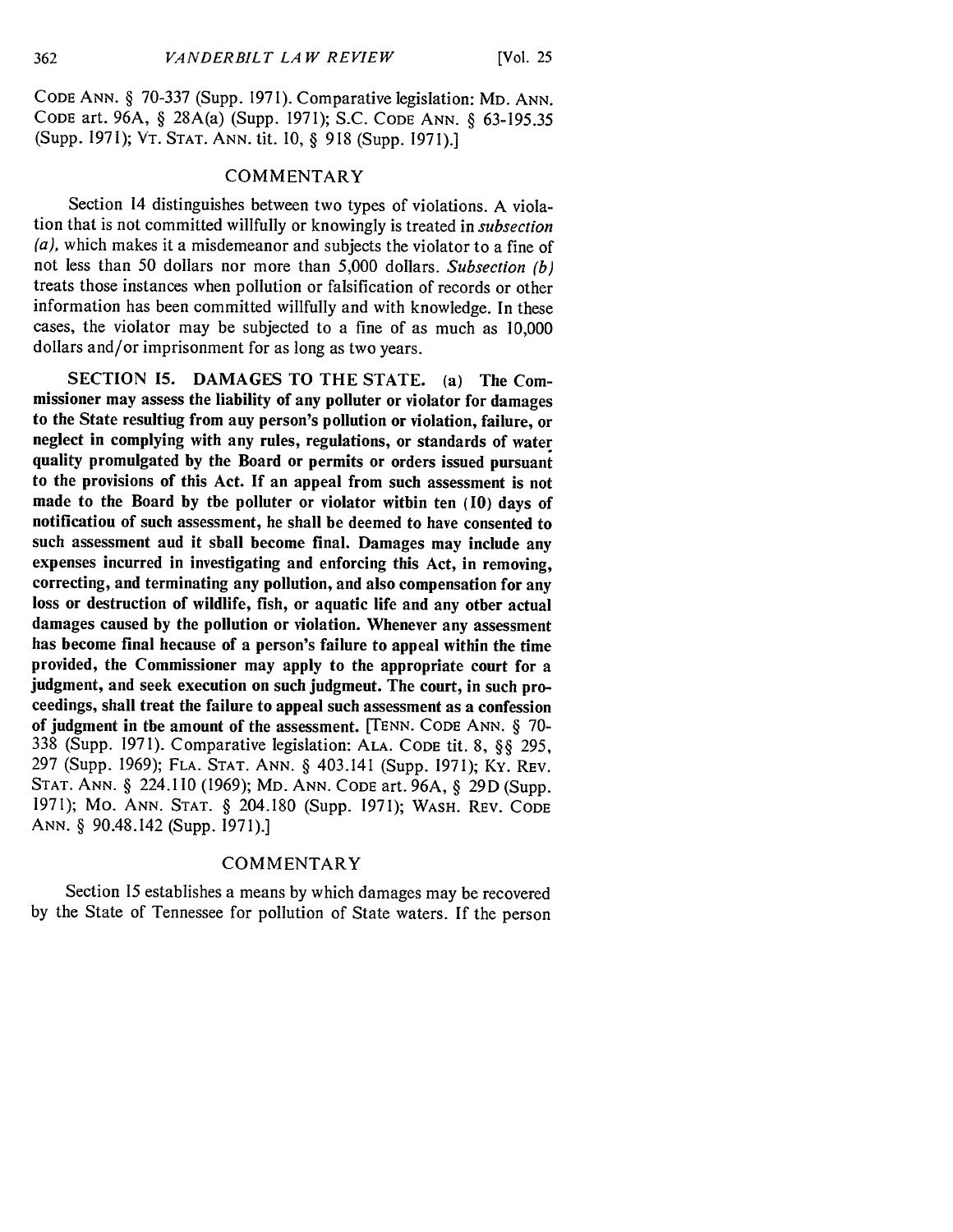CODE ANN. § 70-337 (Supp. 1971). Comparative legislation: MD. ANN. CODE art. 96A, § 28A(a) (Supp. 1971); S.C. CODE ANN. § 63-195.35 (Supp. 1971); VT. STAT. ANN. tit. 10, § 918 (Supp. 1971).]

## COMMENTARY

Section 14 distinguishes between two types of violations. A violation that is not committed willfully or knowingly is treated in *subsection (a)*, which makes it a misdemeanor and subjects the violator to a fine of not less than 50 dollars nor more than 5,000 dollars. *Subsection (b)* treats those instances when pollution or falsification of records or other information has been committed willfully and with knowledge. In these cases, the violator may be subjected to a fine of as much as 10,000 dollars and/or imprisonment for as long as two years.

**SECTION 15. DAMAGES TO THE STATE. (a) The Commissioner may assess the liability of any polluter or violator for damages to the State resulting from any person's pollution or violation, failure, or neglect in complying with any rules, regulations, or standards of water quality promulgated by the Board or permits or orders issued pursuant to the provisions of this Act. If an appeal from such assessment is not made to the Board by the polluter or violator within ten (10) days of notification of such assessment, he shall be deemed to have consented to such assessment and it shall become final. Damages may include any expenses incurred in investigating and enforcing this Act, in removing, correcting, and terminating any pollution, and also compensation for any loss or destruction of wildlife, fish, or aquatic life and any other actual damages caused by the pollution or violation. Whenever any assessment has become final because of a person's failure to appeal within the time provided, the Commissioner may apply to the appropriate court for a judgment, and seek execution on such judgment. The court, in such proceedings, shall treat the failure to appeal such assessment as a confession of judgment in the amount of the assessment.** [TENN. CODE ANN. § 70-338 (Supp. 1971). Comparative legislation: ALA. CODE tit. 8, §§ 295, 297 (Supp. 1969); FLA. STAT. ANN. § 403.141 (Supp. 1971); KY. REV. STAT. ANN. § 224.110 (1969); MD. ANN. CODE art. 96A, § 29D (Supp. 1971); MO. ANN. STAT. § 204.180 (Supp. 1971); WASH. REV. CODE ANN. § 90.48.142 (Supp. 1971).]

## COMMENTARY

Section 15 establishes a means by which damages may be recovered by the State of Tennessee for pollution of State waters. If the person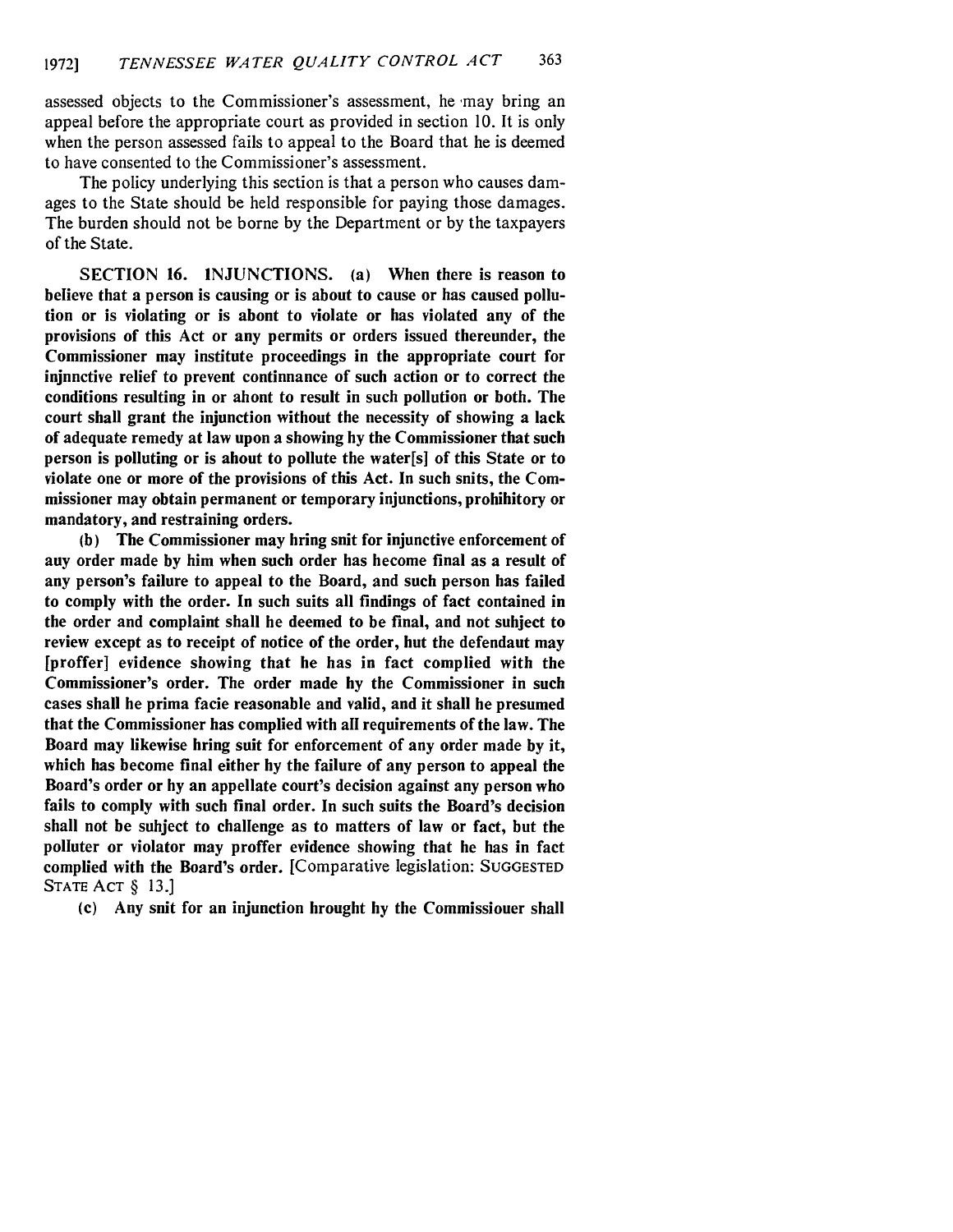assessed objects to the Commissioner's assessment, he may bring an appeal before the appropriate court as provided in section 10. It is only when the person assessed fails to appeal to the Board that he is deemed to have consented to the Commissioner's assessment.

The policy underlying this section is that a person who causes damages to the State should be held responsible for paying those damages. The burden should not be borne by the Department or by the taxpayers of the State.

**SECTION 16. INJUNCTIONS. (a) When there is reason to believe that a person is causing or is about to cause or has caused pollution or is violating or is about to violate or has violated any of the provisions of this Act or any permits or orders issued thereunder, the Commissioner may institute proceedings in the appropriate court for injunctive relief to prevent continuance of such action or to correct the conditions resulting in or about to result in such pollution or both. The court shall grant the injunction without the necessity of showing a lack of adequate remedy at law upon a showing by the Commissioner that such person is polluting or is about to pollute the water[s] of this State or to violate one or more of the provisions of this Act. In such suits, the Commissioner may obtain permanent or temporary injunctions, prohibitory or mandatory, and restraining orders.**

**(b) The Commissioner may bring suit for injunctive enforcement of any order made by him when such order has become final as a result of any person's failure to appeal to the Board, and such person has failed to comply with the order. In such suits all findings of fact contained in the order and complaint shall be deemed to be final, and not subject to review except as to receipt of notice of the order, but the defendant may [proffer] evidence showing that he has in fact complied with the Commissioner's order. The order made by the Commissioner in such cases shall be prima facie reasonable and valid, and it shall be presumed that the Commissioner has complied with all requirements of the law. The Board may likewise bring suit for enforcement of any order made by it, which has become final either by the failure of any person to appeal the Board's order or by an appellate court's decision against any person who fails to comply with such final order. In such suits the Board's decision shall not be subject to challenge as to matters of law or fact, but the polluter or violator may proffer evidence showing that he has in fact complied with the Board's order.** [Comparative legislation: SUGGESTED STATE ACT § 13.]

**(c) Any suit for an injunction brought by the Commissioner shall**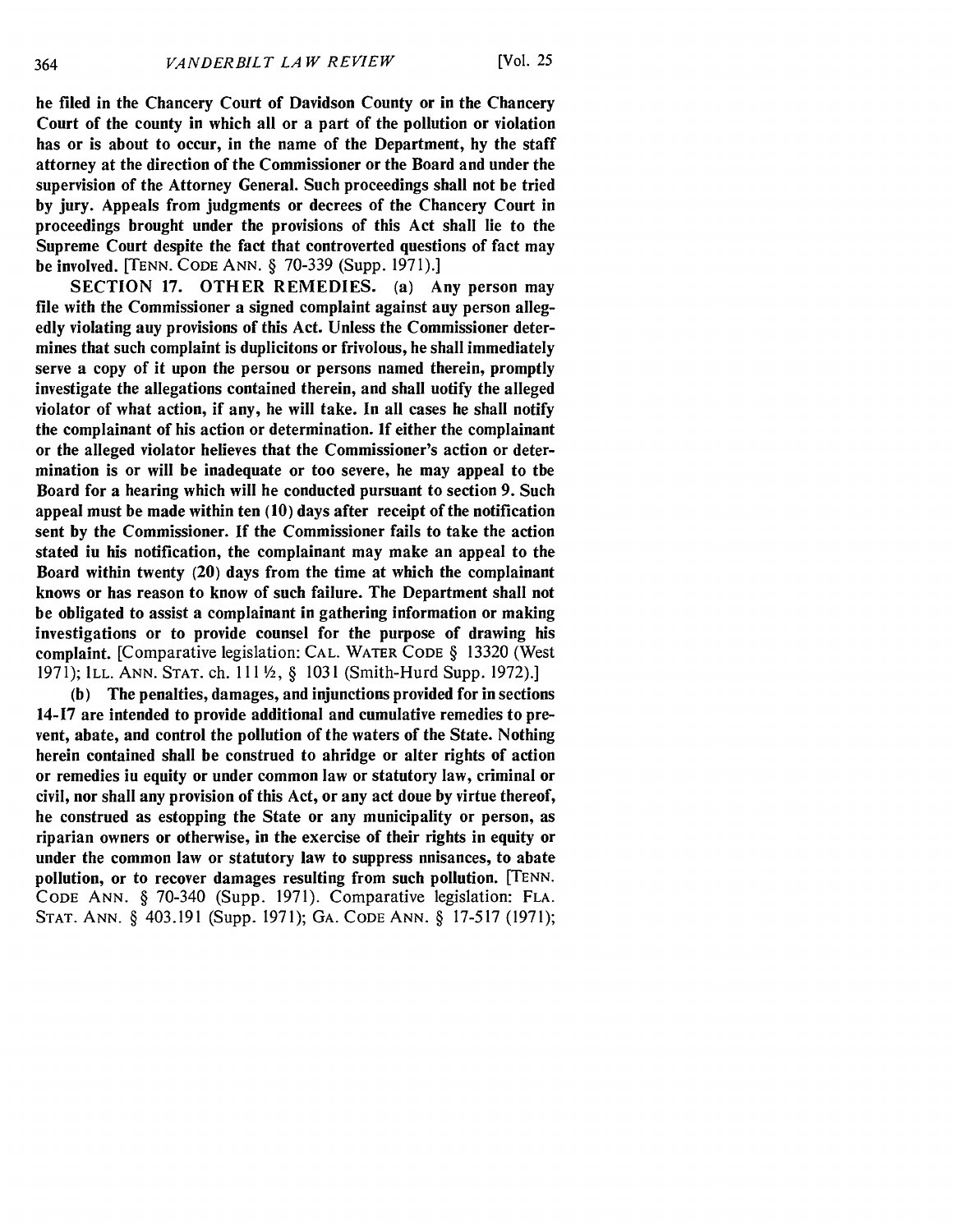he filed in the Chancery Court of Davidson County or in the Chancery Court of the county in which all or a part of the pollution or violation has or is about to occur, in the name of the Department, hy the staff attorney at the direction of the Commissioner or the Board and under the supervision of the Attorney General. Such proceedings shall not be tried by jury. Appeals from judgments or decrees of the Chancery Court in proceedings brought under the provisions of this Act shall lie to the Supreme Court despite the fact that controverted questions of fact may be involved. [TENN. CODE ANN. § 70-339 (Supp. 1971).]

SECTION 17. OTHER REMEDIES. (a) Any person may file with the Commissioner a signed complaint against auy person allegedly violating auy provisions of this Act. Unless the Commissioner determines that such complaint is duplicitons or frivolous, he shall immediately serve a copy of it upon the persou or persons named therein, promptly investigate the allegations contained therein, and shall uotify the alleged violator of what action, if any, he will take. In all cases he shall notify the complainant of his action or determination. If either the complainant or the alleged violator helieves that the Commissioner's action or determination is or will be inadequate or too severe, he may appeal to tbe Board for a hearing which will he conducted pursuant to section 9. Such appeal must be made within ten (10) days after receipt of the notification sent by the Commissioner. If the Commissioner fails to take the action stated iu his notification, the complainant may make an appeal to the Board within twenty (20) days from the time at which the complainant knows or has reason to know of such failure. The Department shall not be obligated to assist a complainant in gathering information or making investigations or to provide counsel for the purpose of drawing his complaint. [Comparative legislation: CAL. WATER CODE § 13320 (West 1971); ILL. ANN. STAT. ch. 111½, § 1031 (Smith-Hurd Supp. 1972).]

(b) The penalties, damages, and injunctions provided for in sections 14-17 are intended to provide additional and cumulative remedies to prevent, abate, and control the pollution of the waters of the State. Nothing herein contained shall be construed to ahridge or alter rights of action or remedies iu equity or under common law or statutory law, criminal or civil, nor shall any provision of this Act, or any act doue by virtue thereof, he construed as estopping the State or any municipality or person, as riparian owners or otherwise, in the exercise of their rights in equity or under the common law or statutory law to suppress nnisances, to abate pollution, or to recover damages resulting from such pollution. [TENN. CODE ANN. § 70-340 (Supp. 1971). Comparative legislation: FLA. STAT. ANN. § 403.191 (Supp. 1971); GA. CODE ANN. § 17-517 (1971);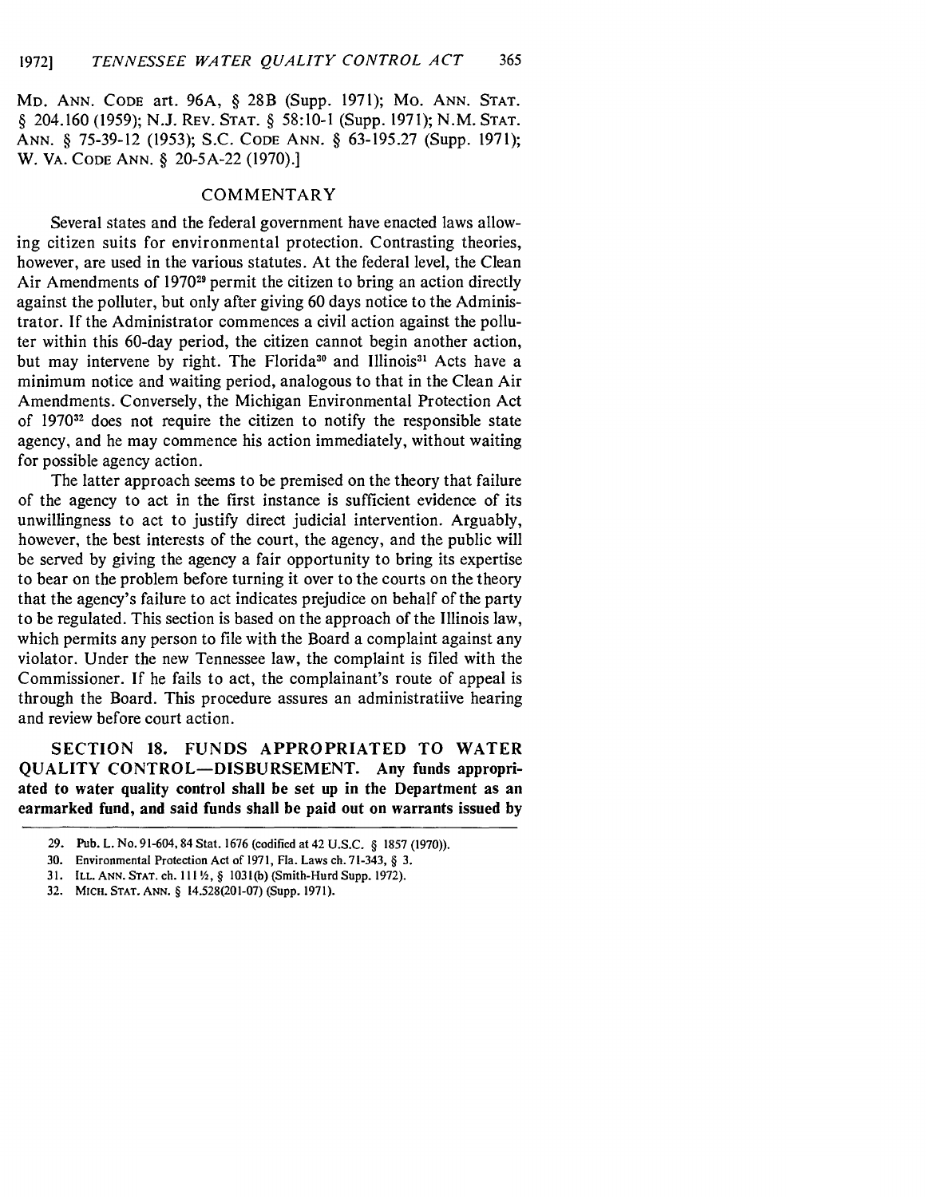MD. ANN. CODE art. 96A, § 28B (Supp. 1971); MO. ANN. STAT. § 204.160 (1959); N.J. REV. STAT. § 58:10-1 (Supp. 1971); N.M. STAT. ANN. § 75-39-12 (1953); S.C. CODE ANN. § 63-195.27 (Supp. 1971); W. VA. CODE ANN. § 20-5A-22 (1970).]

## COMMENTARY

Several states and the federal government have enacted laws allowing citizen suits for environmental protection. Contrasting theories, however, are used in the various statutes. At the federal level, the Clean Air Amendments of 1970[29] permit the citizen to bring an action directly against the polluter, but only after giving 60 days notice to the Administrator. If the Administrator commences a civil action against the polluter within this 60-day period, the citizen cannot begin another action, but may intervene by right. The Florida[30] and Illinois[31] Acts have a minimum notice and waiting period, analogous to that in the Clean Air Amendments. Conversely, the Michigan Environmental Protection Act of 1970[32] does not require the citizen to notify the responsible state agency, and he may commence his action immediately, without waiting for possible agency action.

The latter approach seems to be premised on the theory that failure of the agency to act in the first instance is sufficient evidence of its unwillingness to act to justify direct judicial intervention. Arguably, however, the best interests of the court, the agency, and the public will be served by giving the agency a fair opportunity to bring its expertise to bear on the problem before turning it over to the courts on the theory that the agency's failure to act indicates prejudice on behalf of the party to be regulated. This section is based on the approach of the Illinois law, which permits any person to file with the Board a complaint against any violator. Under the new Tennessee law, the complaint is filed with the Commissioner. If he fails to act, the complainant's route of appeal is through the Board. This procedure assures an administratiive hearing and review before court action.

**SECTION 18. FUNDS APPROPRIATED TO WATER QUALITY CONTROL—DISBURSEMENT. Any funds appropriated to water quality control shall be set up in the Department as an earmarked fund, and said funds shall be paid out on warrants issued by**

---

29. Pub. L. No. 91-604, 84 Stat. 1676 (codified at 42 U.S.C. § 1857 (1970)).
30. Environmental Protection Act of 1971, Fla. Laws ch. 71-343, § 3.
31. ILL. ANN. STAT. ch. 111½, § 1031(b) (Smith-Hurd Supp. 1972).
32. MICH. STAT. ANN. § 14.528(201-07) (Supp. 1971).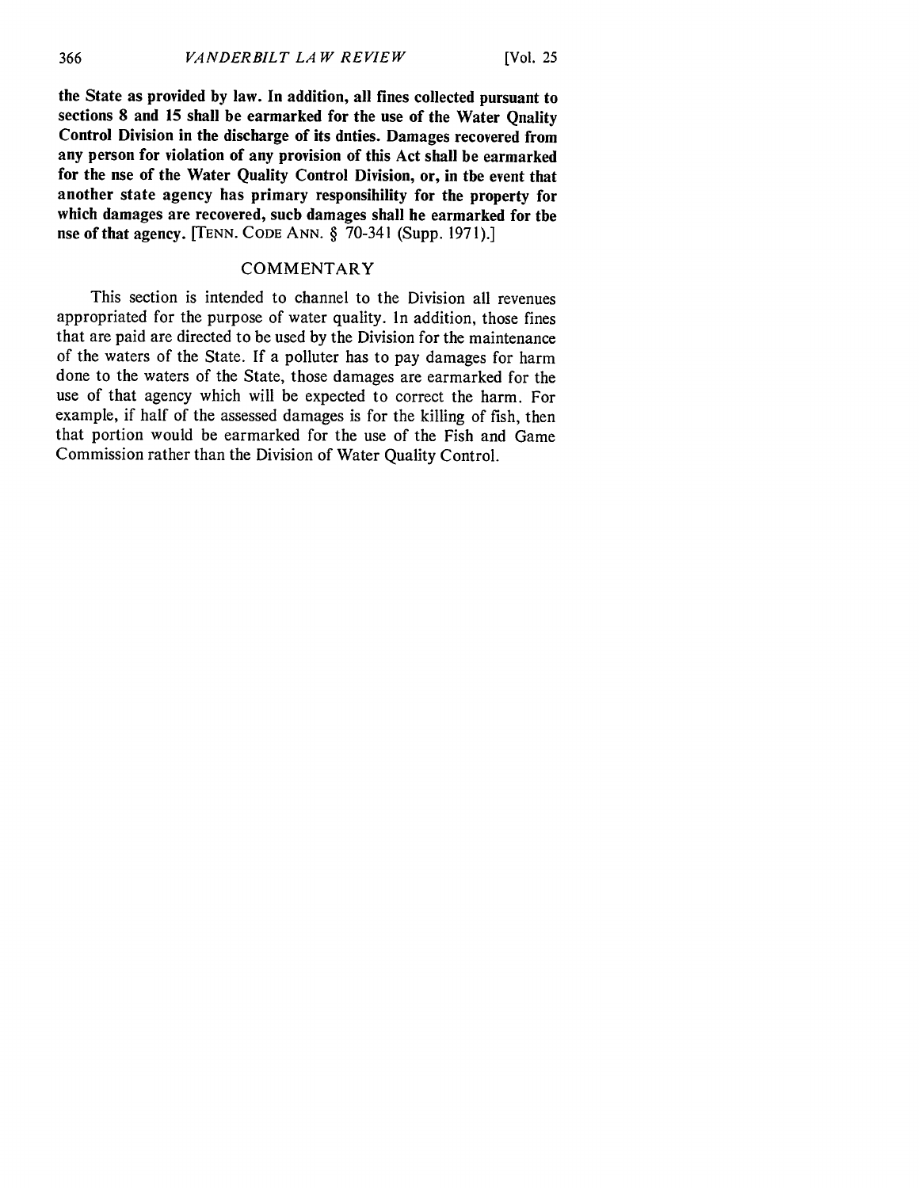**the State as provided by law. In addition, all fines collected pursuant to sections 8 and 15 shall be earmarked for the use of the Water Qnality Control Division in the discharge of its dnties. Damages recovered from any person for violation of any provision of this Act shall be earmarked for the nse of the Water Quality Control Division, or, in tbe event that another state agency has primary responsihility for the property for which damages are recovered, sucb damages shall he earmarked for tbe nse of that agency. [TENN. CODE ANN. § 70-341 (Supp. 1971).]**

## COMMENTARY

This section is intended to channel to the Division all revenues appropriated for the purpose of water quality. In addition, those fines that are paid are directed to be used by the Division for the maintenance of the waters of the State. If a polluter has to pay damages for harm done to the waters of the State, those damages are earmarked for the use of that agency which will be expected to correct the harm. For example, if half of the assessed damages is for the killing of fish, then that portion would be earmarked for the use of the Fish and Game Commission rather than the Division of Water Quality Control.